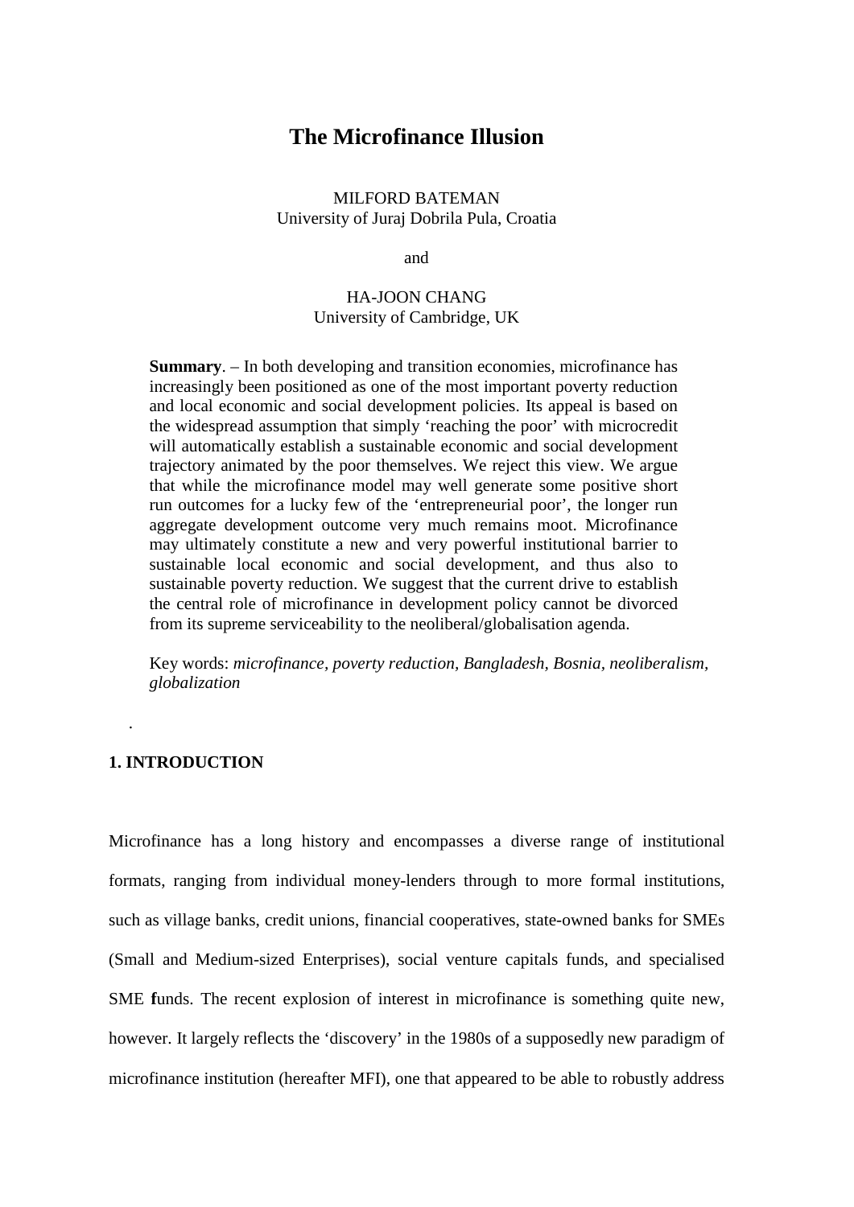# The Microfinance Illusion

MILFORD BATEMAN
University of Juraj Dobrila Pula, Croatia

and

HA-JOON CHANG
University of Cambridge, UK

**Summary**. – In both developing and transition economies, microfinance has increasingly been positioned as one of the most important poverty reduction and local economic and social development policies. Its appeal is based on the widespread assumption that simply 'reaching the poor' with microcredit will automatically establish a sustainable economic and social development trajectory animated by the poor themselves. We reject this view. We argue that while the microfinance model may well generate some positive short run outcomes for a lucky few of the 'entrepreneurial poor', the longer run aggregate development outcome very much remains moot. Microfinance may ultimately constitute a new and very powerful institutional barrier to sustainable local economic and social development, and thus also to sustainable poverty reduction. We suggest that the current drive to establish the central role of microfinance in development policy cannot be divorced from its supreme serviceability to the neoliberal/globalisation agenda.

Key words: *microfinance, poverty reduction, Bangladesh, Bosnia, neoliberalism, globalization*

## 1. INTRODUCTION

Microfinance has a long history and encompasses a diverse range of institutional formats, ranging from individual money-lenders through to more formal institutions, such as village banks, credit unions, financial cooperatives, state-owned banks for SMEs (Small and Medium-sized Enterprises), social venture capitals funds, and specialised SME funds. The recent explosion of interest in microfinance is something quite new, however. It largely reflects the 'discovery' in the 1980s of a supposedly new paradigm of microfinance institution (hereafter MFI), one that appeared to be able to robustly address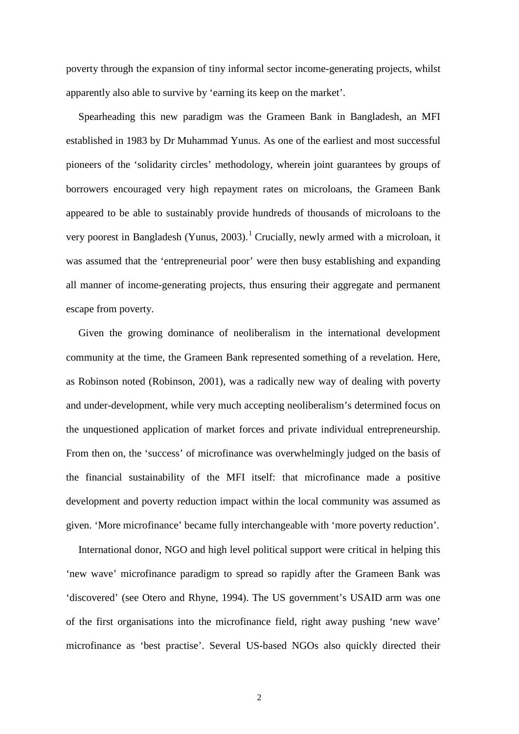poverty through the expansion of tiny informal sector income-generating projects, whilst apparently also able to survive by 'earning its keep on the market'.

Spearheading this new paradigm was the Grameen Bank in Bangladesh, an MFI established in 1983 by Dr Muhammad Yunus. As one of the earliest and most successful pioneers of the 'solidarity circles' methodology, wherein joint guarantees by groups of borrowers encouraged very high repayment rates on microloans, the Grameen Bank appeared to be able to sustainably provide hundreds of thousands of microloans to the very poorest in Bangladesh (Yunus, 2003).[1] Crucially, newly armed with a microloan, it was assumed that the 'entrepreneurial poor' were then busy establishing and expanding all manner of income-generating projects, thus ensuring their aggregate and permanent escape from poverty.

Given the growing dominance of neoliberalism in the international development community at the time, the Grameen Bank represented something of a revelation. Here, as Robinson noted (Robinson, 2001), was a radically new way of dealing with poverty and under-development, while very much accepting neoliberalism's determined focus on the unquestioned application of market forces and private individual entrepreneurship. From then on, the 'success' of microfinance was overwhelmingly judged on the basis of the financial sustainability of the MFI itself: that microfinance made a positive development and poverty reduction impact within the local community was assumed as given. 'More microfinance' became fully interchangeable with 'more poverty reduction'.

International donor, NGO and high level political support were critical in helping this 'new wave' microfinance paradigm to spread so rapidly after the Grameen Bank was 'discovered' (see Otero and Rhyne, 1994). The US government's USAID arm was one of the first organisations into the microfinance field, right away pushing 'new wave' microfinance as 'best practise'. Several US-based NGOs also quickly directed their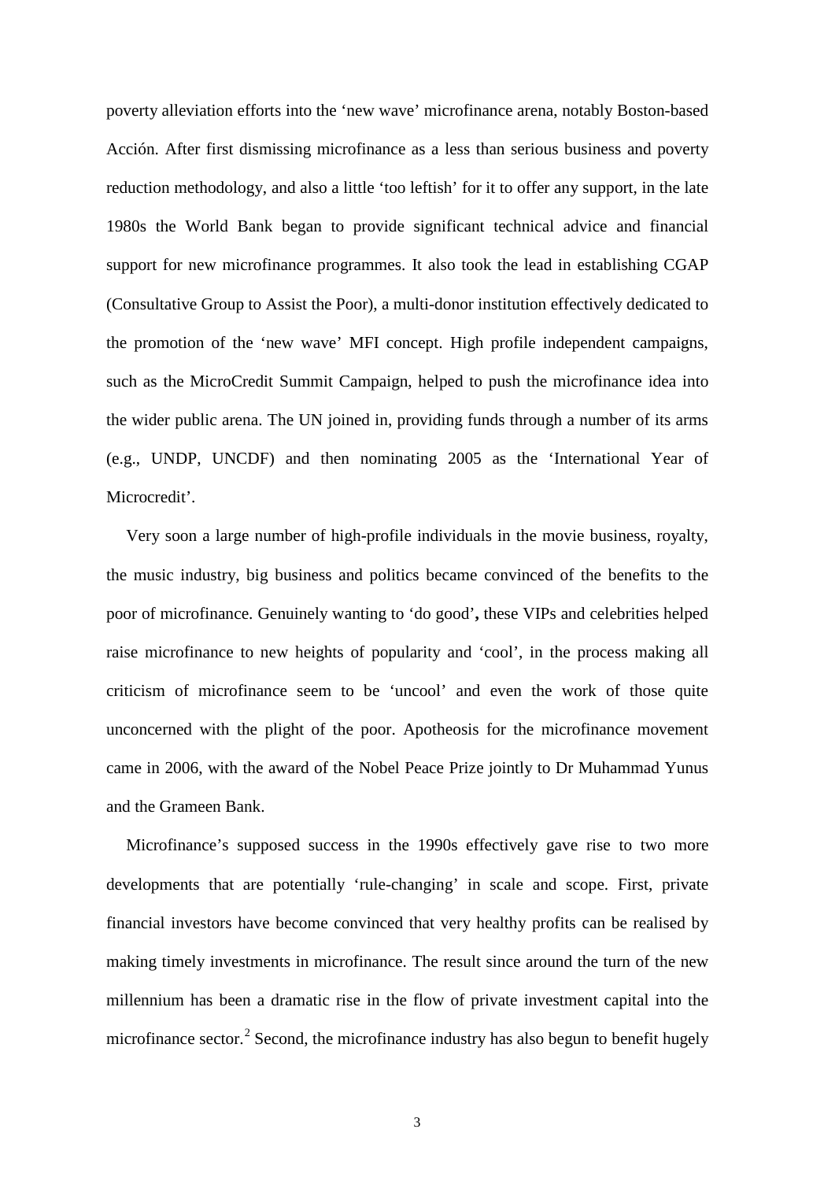poverty alleviation efforts into the 'new wave' microfinance arena, notably Boston-based Acción. After first dismissing microfinance as a less than serious business and poverty reduction methodology, and also a little 'too leftish' for it to offer any support, in the late 1980s the World Bank began to provide significant technical advice and financial support for new microfinance programmes. It also took the lead in establishing CGAP (Consultative Group to Assist the Poor), a multi-donor institution effectively dedicated to the promotion of the 'new wave' MFI concept. High profile independent campaigns, such as the MicroCredit Summit Campaign, helped to push the microfinance idea into the wider public arena. The UN joined in, providing funds through a number of its arms (e.g., UNDP, UNCDF) and then nominating 2005 as the 'International Year of Microcredit'.

Very soon a large number of high-profile individuals in the movie business, royalty, the music industry, big business and politics became convinced of the benefits to the poor of microfinance. Genuinely wanting to 'do good', these VIPs and celebrities helped raise microfinance to new heights of popularity and 'cool', in the process making all criticism of microfinance seem to be 'uncool' and even the work of those quite unconcerned with the plight of the poor. Apotheosis for the microfinance movement came in 2006, with the award of the Nobel Peace Prize jointly to Dr Muhammad Yunus and the Grameen Bank.

Microfinance's supposed success in the 1990s effectively gave rise to two more developments that are potentially 'rule-changing' in scale and scope. First, private financial investors have become convinced that very healthy profits can be realised by making timely investments in microfinance. The result since around the turn of the new millennium has been a dramatic rise in the flow of private investment capital into the microfinance sector.[2] Second, the microfinance industry has also begun to benefit hugely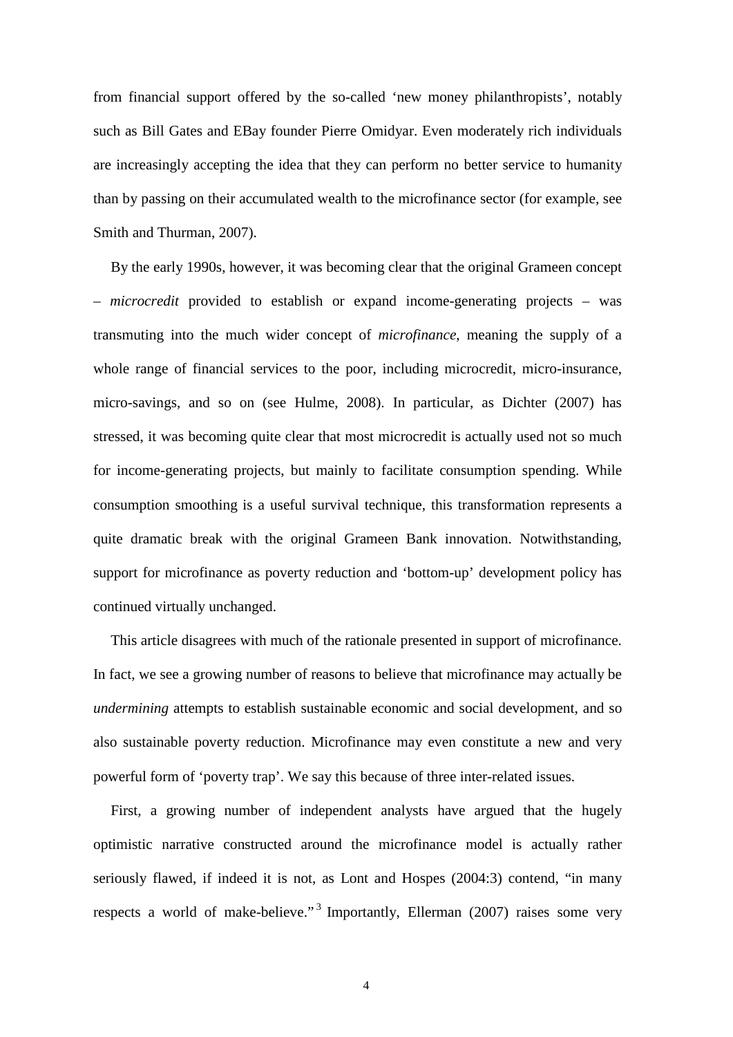from financial support offered by the so-called 'new money philanthropists', notably such as Bill Gates and EBay founder Pierre Omidyar. Even moderately rich individuals are increasingly accepting the idea that they can perform no better service to humanity than by passing on their accumulated wealth to the microfinance sector (for example, see Smith and Thurman, 2007).

By the early 1990s, however, it was becoming clear that the original Grameen concept – *microcredit* provided to establish or expand income-generating projects – was transmuting into the much wider concept of *microfinance*, meaning the supply of a whole range of financial services to the poor, including microcredit, micro-insurance, micro-savings, and so on (see Hulme, 2008). In particular, as Dichter (2007) has stressed, it was becoming quite clear that most microcredit is actually used not so much for income-generating projects, but mainly to facilitate consumption spending. While consumption smoothing is a useful survival technique, this transformation represents a quite dramatic break with the original Grameen Bank innovation. Notwithstanding, support for microfinance as poverty reduction and 'bottom-up' development policy has continued virtually unchanged.

This article disagrees with much of the rationale presented in support of microfinance. In fact, we see a growing number of reasons to believe that microfinance may actually be *undermining* attempts to establish sustainable economic and social development, and so also sustainable poverty reduction. Microfinance may even constitute a new and very powerful form of 'poverty trap'. We say this because of three inter-related issues.

First, a growing number of independent analysts have argued that the hugely optimistic narrative constructed around the microfinance model is actually rather seriously flawed, if indeed it is not, as Lont and Hospes (2004:3) contend, "in many respects a world of make-believe."[3] Importantly, Ellerman (2007) raises some very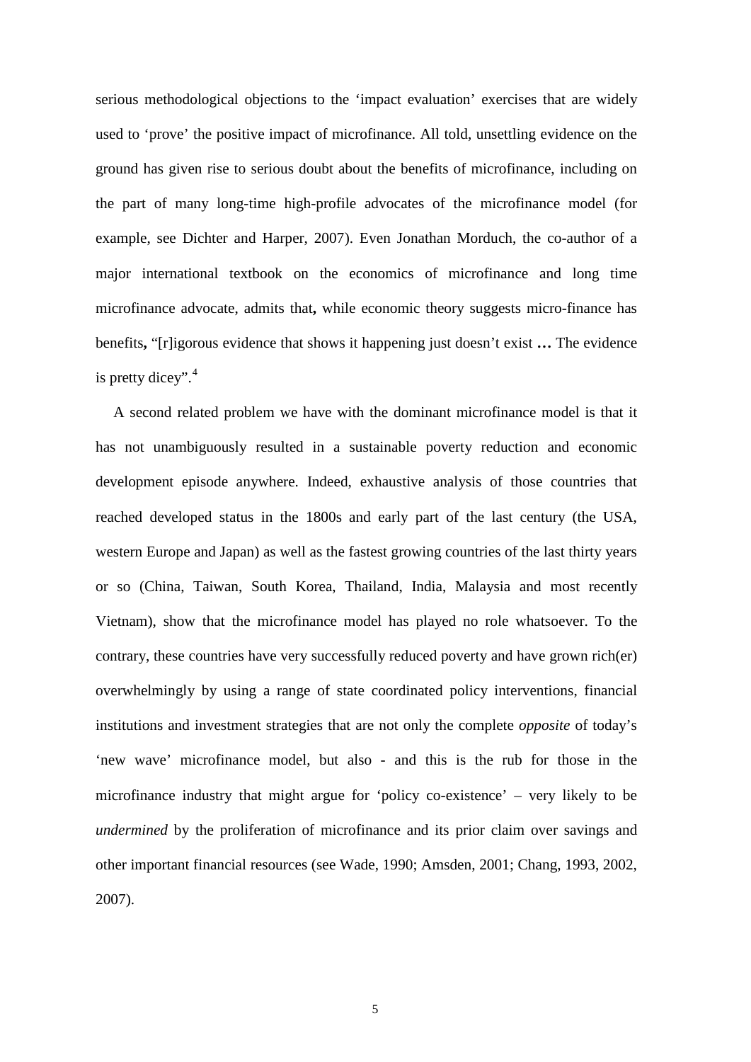serious methodological objections to the 'impact evaluation' exercises that are widely used to 'prove' the positive impact of microfinance. All told, unsettling evidence on the ground has given rise to serious doubt about the benefits of microfinance, including on the part of many long-time high-profile advocates of the microfinance model (for example, see Dichter and Harper, 2007). Even Jonathan Morduch, the co-author of a major international textbook on the economics of microfinance and long time microfinance advocate, admits that**,** while economic theory suggests micro-finance has benefits**,** "[r]igorous evidence that shows it happening just doesn't exist **…** The evidence is pretty dicey".[4]

A second related problem we have with the dominant microfinance model is that it has not unambiguously resulted in a sustainable poverty reduction and economic development episode anywhere. Indeed, exhaustive analysis of those countries that reached developed status in the 1800s and early part of the last century (the USA, western Europe and Japan) as well as the fastest growing countries of the last thirty years or so (China, Taiwan, South Korea, Thailand, India, Malaysia and most recently Vietnam), show that the microfinance model has played no role whatsoever. To the contrary, these countries have very successfully reduced poverty and have grown rich(er) overwhelmingly by using a range of state coordinated policy interventions, financial institutions and investment strategies that are not only the complete *opposite* of today's 'new wave' microfinance model, but also - and this is the rub for those in the microfinance industry that might argue for 'policy co-existence' – very likely to be *undermined* by the proliferation of microfinance and its prior claim over savings and other important financial resources (see Wade, 1990; Amsden, 2001; Chang, 1993, 2002, 2007).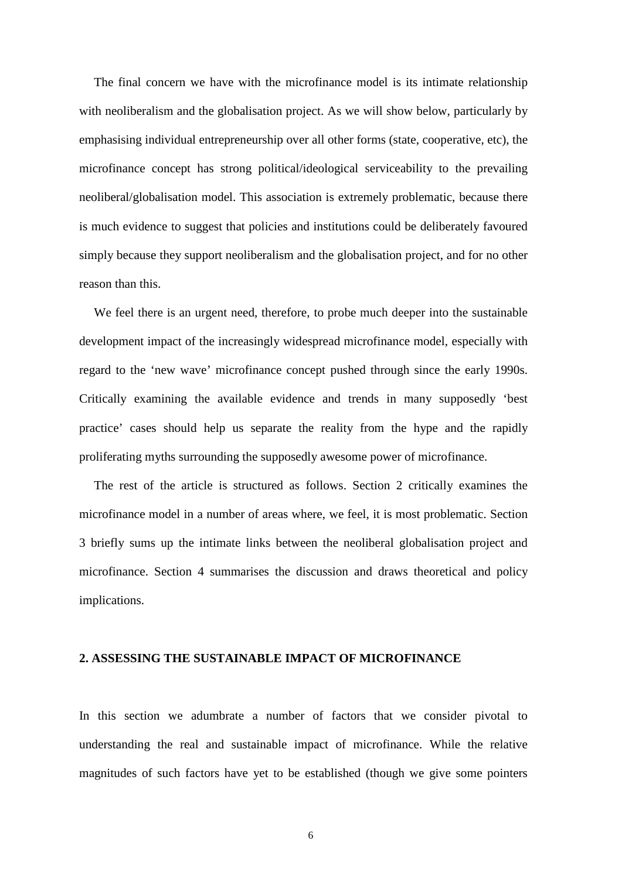The final concern we have with the microfinance model is its intimate relationship with neoliberalism and the globalisation project. As we will show below, particularly by emphasising individual entrepreneurship over all other forms (state, cooperative, etc), the microfinance concept has strong political/ideological serviceability to the prevailing neoliberal/globalisation model. This association is extremely problematic, because there is much evidence to suggest that policies and institutions could be deliberately favoured simply because they support neoliberalism and the globalisation project, and for no other reason than this.

We feel there is an urgent need, therefore, to probe much deeper into the sustainable development impact of the increasingly widespread microfinance model, especially with regard to the 'new wave' microfinance concept pushed through since the early 1990s. Critically examining the available evidence and trends in many supposedly 'best practice' cases should help us separate the reality from the hype and the rapidly proliferating myths surrounding the supposedly awesome power of microfinance.

The rest of the article is structured as follows. Section 2 critically examines the microfinance model in a number of areas where, we feel, it is most problematic. Section 3 briefly sums up the intimate links between the neoliberal globalisation project and microfinance. Section 4 summarises the discussion and draws theoretical and policy implications.

## 2. ASSESSING THE SUSTAINABLE IMPACT OF MICROFINANCE

In this section we adumbrate a number of factors that we consider pivotal to understanding the real and sustainable impact of microfinance. While the relative magnitudes of such factors have yet to be established (though we give some pointers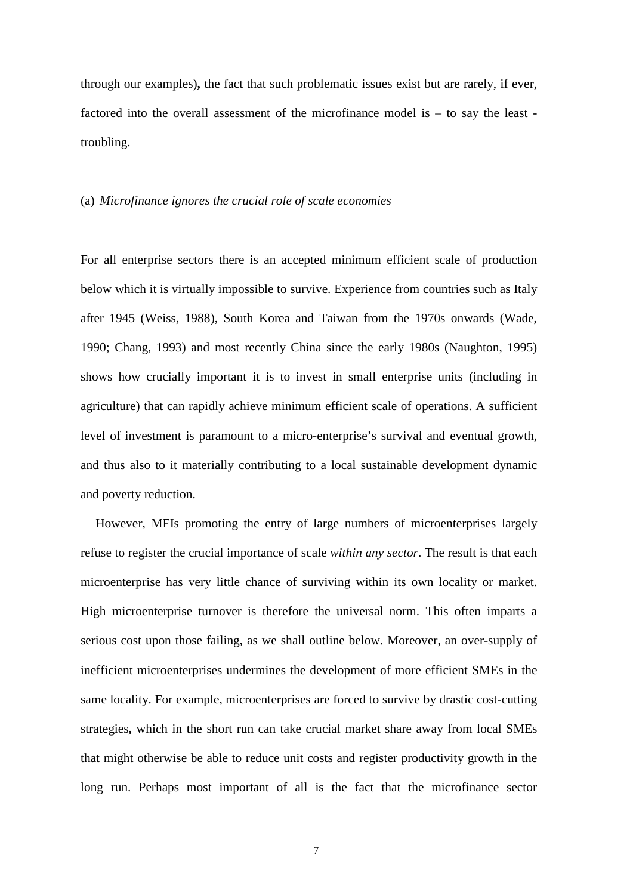through our examples), the fact that such problematic issues exist but are rarely, if ever, factored into the overall assessment of the microfinance model is – to say the least - troubling.

(a) *Microfinance ignores the crucial role of scale economies*

For all enterprise sectors there is an accepted minimum efficient scale of production below which it is virtually impossible to survive. Experience from countries such as Italy after 1945 (Weiss, 1988), South Korea and Taiwan from the 1970s onwards (Wade, 1990; Chang, 1993) and most recently China since the early 1980s (Naughton, 1995) shows how crucially important it is to invest in small enterprise units (including in agriculture) that can rapidly achieve minimum efficient scale of operations. A sufficient level of investment is paramount to a micro-enterprise's survival and eventual growth, and thus also to it materially contributing to a local sustainable development dynamic and poverty reduction.

However, MFIs promoting the entry of large numbers of microenterprises largely refuse to register the crucial importance of scale *within any sector*. The result is that each microenterprise has very little chance of surviving within its own locality or market. High microenterprise turnover is therefore the universal norm. This often imparts a serious cost upon those failing, as we shall outline below. Moreover, an over-supply of inefficient microenterprises undermines the development of more efficient SMEs in the same locality. For example, microenterprises are forced to survive by drastic cost-cutting strategies, which in the short run can take crucial market share away from local SMEs that might otherwise be able to reduce unit costs and register productivity growth in the long run. Perhaps most important of all is the fact that the microfinance sector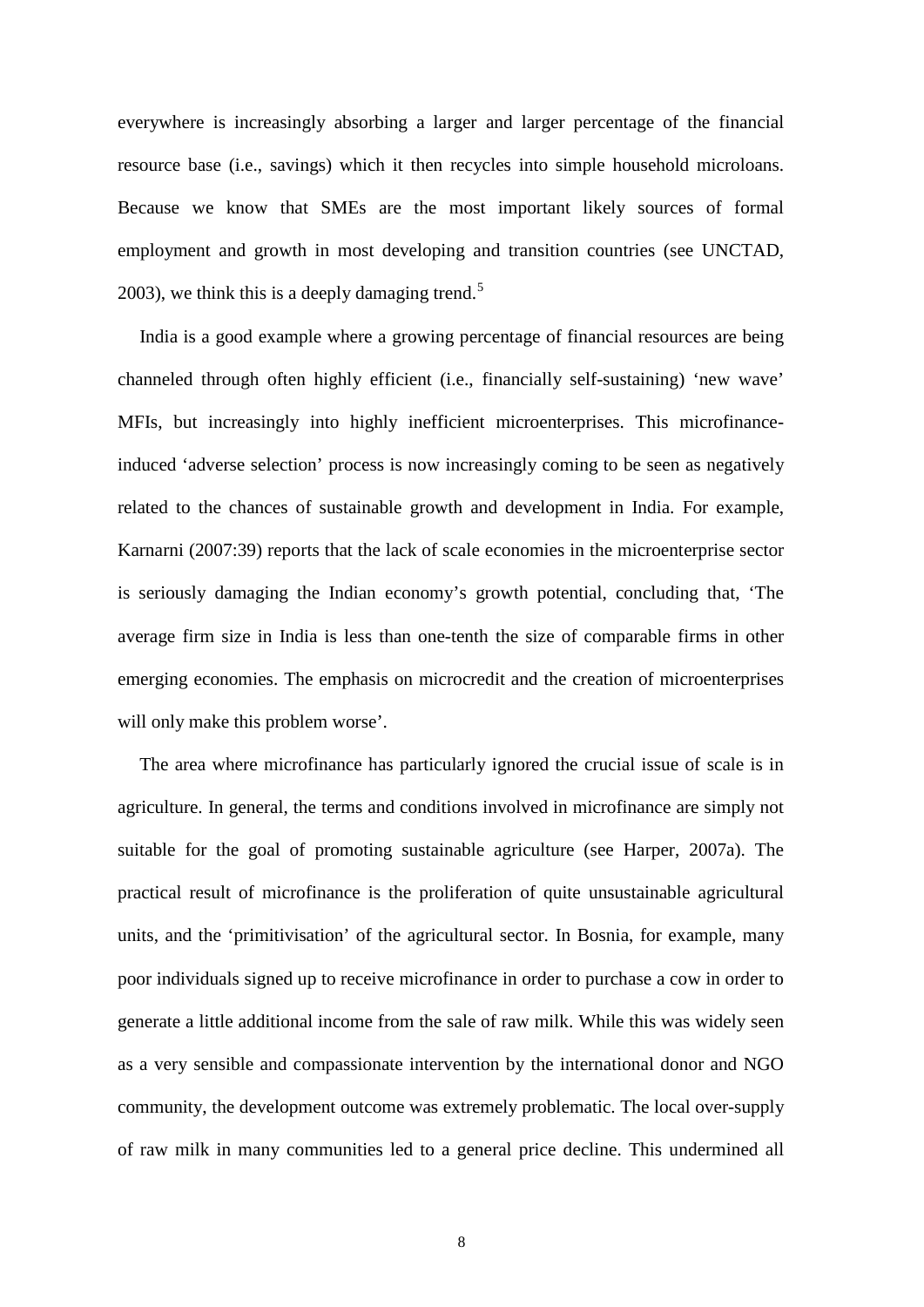everywhere is increasingly absorbing a larger and larger percentage of the financial resource base (i.e., savings) which it then recycles into simple household microloans. Because we know that SMEs are the most important likely sources of formal employment and growth in most developing and transition countries (see UNCTAD, 2003), we think this is a deeply damaging trend.[5]

India is a good example where a growing percentage of financial resources are being channeled through often highly efficient (i.e., financially self-sustaining) 'new wave' MFIs, but increasingly into highly inefficient microenterprises. This microfinance-induced 'adverse selection' process is now increasingly coming to be seen as negatively related to the chances of sustainable growth and development in India. For example, Karnarni (2007:39) reports that the lack of scale economies in the microenterprise sector is seriously damaging the Indian economy's growth potential, concluding that, 'The average firm size in India is less than one-tenth the size of comparable firms in other emerging economies. The emphasis on microcredit and the creation of microenterprises will only make this problem worse'.

The area where microfinance has particularly ignored the crucial issue of scale is in agriculture. In general, the terms and conditions involved in microfinance are simply not suitable for the goal of promoting sustainable agriculture (see Harper, 2007a). The practical result of microfinance is the proliferation of quite unsustainable agricultural units, and the 'primitivisation' of the agricultural sector. In Bosnia, for example, many poor individuals signed up to receive microfinance in order to purchase a cow in order to generate a little additional income from the sale of raw milk. While this was widely seen as a very sensible and compassionate intervention by the international donor and NGO community, the development outcome was extremely problematic. The local over-supply of raw milk in many communities led to a general price decline. This undermined all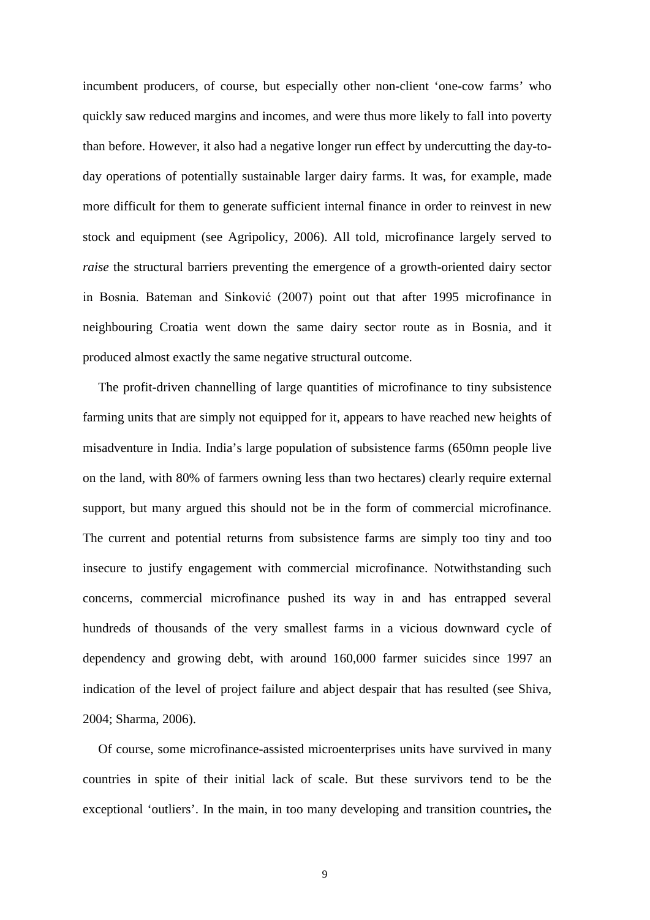incumbent producers, of course, but especially other non-client 'one-cow farms' who quickly saw reduced margins and incomes, and were thus more likely to fall into poverty than before. However, it also had a negative longer run effect by undercutting the day-to-day operations of potentially sustainable larger dairy farms. It was, for example, made more difficult for them to generate sufficient internal finance in order to reinvest in new stock and equipment (see Agripolicy, 2006). All told, microfinance largely served to *raise* the structural barriers preventing the emergence of a growth-oriented dairy sector in Bosnia. Bateman and Sinković (2007) point out that after 1995 microfinance in neighbouring Croatia went down the same dairy sector route as in Bosnia, and it produced almost exactly the same negative structural outcome.

The profit-driven channelling of large quantities of microfinance to tiny subsistence farming units that are simply not equipped for it, appears to have reached new heights of misadventure in India. India's large population of subsistence farms (650mn people live on the land, with 80% of farmers owning less than two hectares) clearly require external support, but many argued this should not be in the form of commercial microfinance. The current and potential returns from subsistence farms are simply too tiny and too insecure to justify engagement with commercial microfinance. Notwithstanding such concerns, commercial microfinance pushed its way in and has entrapped several hundreds of thousands of the very smallest farms in a vicious downward cycle of dependency and growing debt, with around 160,000 farmer suicides since 1997 an indication of the level of project failure and abject despair that has resulted (see Shiva, 2004; Sharma, 2006).

Of course, some microfinance-assisted microenterprises units have survived in many countries in spite of their initial lack of scale. But these survivors tend to be the exceptional 'outliers'. In the main, in too many developing and transition countries**,** the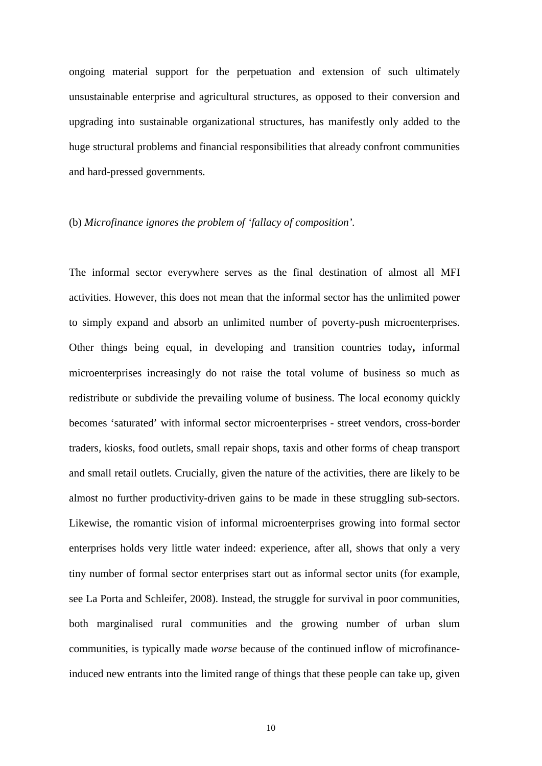ongoing material support for the perpetuation and extension of such ultimately unsustainable enterprise and agricultural structures, as opposed to their conversion and upgrading into sustainable organizational structures, has manifestly only added to the huge structural problems and financial responsibilities that already confront communities and hard-pressed governments.

(b) *Microfinance ignores the problem of 'fallacy of composition'.*

The informal sector everywhere serves as the final destination of almost all MFI activities. However, this does not mean that the informal sector has the unlimited power to simply expand and absorb an unlimited number of poverty-push microenterprises. Other things being equal, in developing and transition countries today**,** informal microenterprises increasingly do not raise the total volume of business so much as redistribute or subdivide the prevailing volume of business. The local economy quickly becomes 'saturated' with informal sector microenterprises - street vendors, cross-border traders, kiosks, food outlets, small repair shops, taxis and other forms of cheap transport and small retail outlets. Crucially, given the nature of the activities, there are likely to be almost no further productivity-driven gains to be made in these struggling sub-sectors. Likewise, the romantic vision of informal microenterprises growing into formal sector enterprises holds very little water indeed: experience, after all, shows that only a very tiny number of formal sector enterprises start out as informal sector units (for example, see La Porta and Schleifer, 2008). Instead, the struggle for survival in poor communities, both marginalised rural communities and the growing number of urban slum communities, is typically made *worse* because of the continued inflow of microfinance-induced new entrants into the limited range of things that these people can take up, given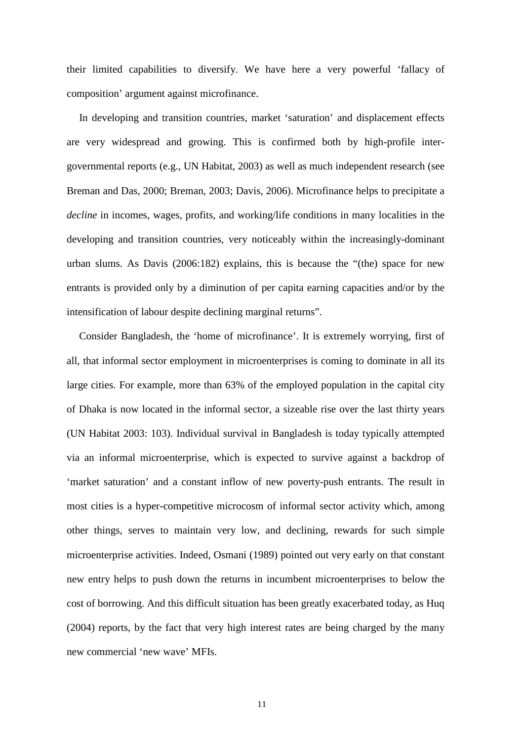their limited capabilities to diversify. We have here a very powerful 'fallacy of composition' argument against microfinance.

In developing and transition countries, market 'saturation' and displacement effects are very widespread and growing. This is confirmed both by high-profile inter-governmental reports (e.g., UN Habitat, 2003) as well as much independent research (see Breman and Das, 2000; Breman, 2003; Davis, 2006). Microfinance helps to precipitate a *decline* in incomes, wages, profits, and working/life conditions in many localities in the developing and transition countries, very noticeably within the increasingly-dominant urban slums. As Davis (2006:182) explains, this is because the "(the) space for new entrants is provided only by a diminution of per capita earning capacities and/or by the intensification of labour despite declining marginal returns".

Consider Bangladesh, the 'home of microfinance'. It is extremely worrying, first of all, that informal sector employment in microenterprises is coming to dominate in all its large cities. For example, more than 63% of the employed population in the capital city of Dhaka is now located in the informal sector, a sizeable rise over the last thirty years (UN Habitat 2003: 103). Individual survival in Bangladesh is today typically attempted via an informal microenterprise, which is expected to survive against a backdrop of 'market saturation' and a constant inflow of new poverty-push entrants. The result in most cities is a hyper-competitive microcosm of informal sector activity which, among other things, serves to maintain very low, and declining, rewards for such simple microenterprise activities. Indeed, Osmani (1989) pointed out very early on that constant new entry helps to push down the returns in incumbent microenterprises to below the cost of borrowing. And this difficult situation has been greatly exacerbated today, as Huq (2004) reports, by the fact that very high interest rates are being charged by the many new commercial 'new wave' MFIs.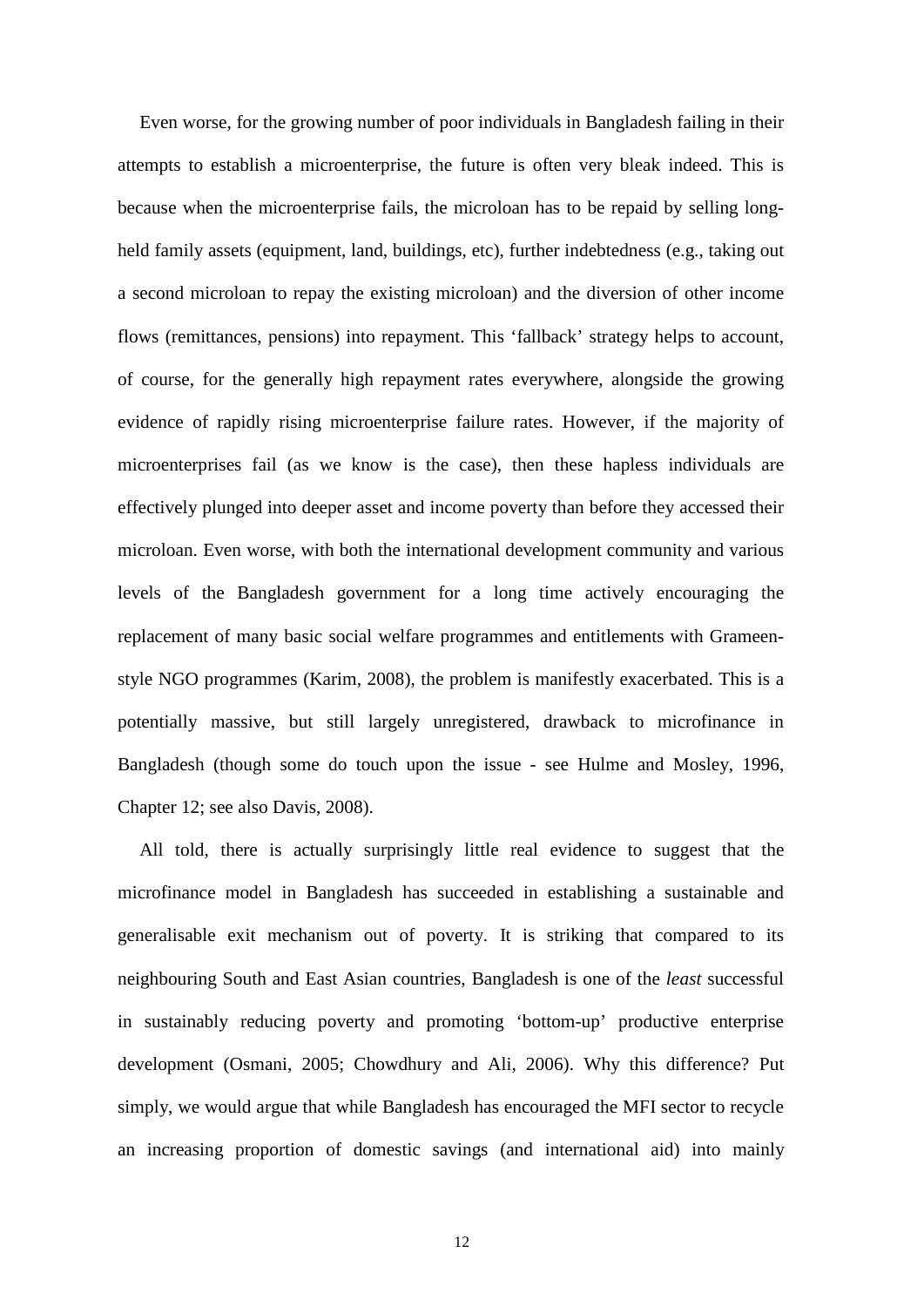Even worse, for the growing number of poor individuals in Bangladesh failing in their attempts to establish a microenterprise, the future is often very bleak indeed. This is because when the microenterprise fails, the microloan has to be repaid by selling long-held family assets (equipment, land, buildings, etc), further indebtedness (e.g., taking out a second microloan to repay the existing microloan) and the diversion of other income flows (remittances, pensions) into repayment. This 'fallback' strategy helps to account, of course, for the generally high repayment rates everywhere, alongside the growing evidence of rapidly rising microenterprise failure rates. However, if the majority of microenterprises fail (as we know is the case), then these hapless individuals are effectively plunged into deeper asset and income poverty than before they accessed their microloan. Even worse, with both the international development community and various levels of the Bangladesh government for a long time actively encouraging the replacement of many basic social welfare programmes and entitlements with Grameen-style NGO programmes (Karim, 2008), the problem is manifestly exacerbated. This is a potentially massive, but still largely unregistered, drawback to microfinance in Bangladesh (though some do touch upon the issue - see Hulme and Mosley, 1996, Chapter 12; see also Davis, 2008).

All told, there is actually surprisingly little real evidence to suggest that the microfinance model in Bangladesh has succeeded in establishing a sustainable and generalisable exit mechanism out of poverty. It is striking that compared to its neighbouring South and East Asian countries, Bangladesh is one of the *least* successful in sustainably reducing poverty and promoting 'bottom-up' productive enterprise development (Osmani, 2005; Chowdhury and Ali, 2006). Why this difference? Put simply, we would argue that while Bangladesh has encouraged the MFI sector to recycle an increasing proportion of domestic savings (and international aid) into mainly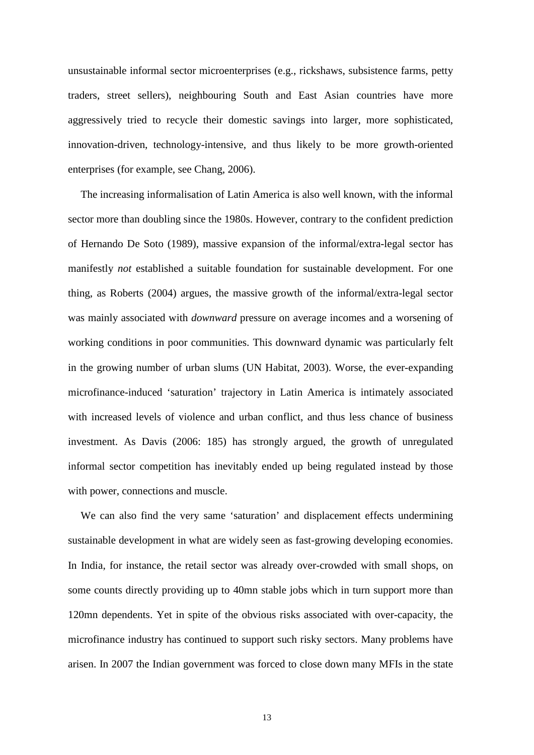unsustainable informal sector microenterprises (e.g., rickshaws, subsistence farms, petty traders, street sellers), neighbouring South and East Asian countries have more aggressively tried to recycle their domestic savings into larger, more sophisticated, innovation-driven, technology-intensive, and thus likely to be more growth-oriented enterprises (for example, see Chang, 2006).

The increasing informalisation of Latin America is also well known, with the informal sector more than doubling since the 1980s. However, contrary to the confident prediction of Hernando De Soto (1989), massive expansion of the informal/extra-legal sector has manifestly *not* established a suitable foundation for sustainable development. For one thing, as Roberts (2004) argues, the massive growth of the informal/extra-legal sector was mainly associated with *downward* pressure on average incomes and a worsening of working conditions in poor communities. This downward dynamic was particularly felt in the growing number of urban slums (UN Habitat, 2003). Worse, the ever-expanding microfinance-induced 'saturation' trajectory in Latin America is intimately associated with increased levels of violence and urban conflict, and thus less chance of business investment. As Davis (2006: 185) has strongly argued, the growth of unregulated informal sector competition has inevitably ended up being regulated instead by those with power, connections and muscle.

We can also find the very same 'saturation' and displacement effects undermining sustainable development in what are widely seen as fast-growing developing economies. In India, for instance, the retail sector was already over-crowded with small shops, on some counts directly providing up to 40mn stable jobs which in turn support more than 120mn dependents. Yet in spite of the obvious risks associated with over-capacity, the microfinance industry has continued to support such risky sectors. Many problems have arisen. In 2007 the Indian government was forced to close down many MFIs in the state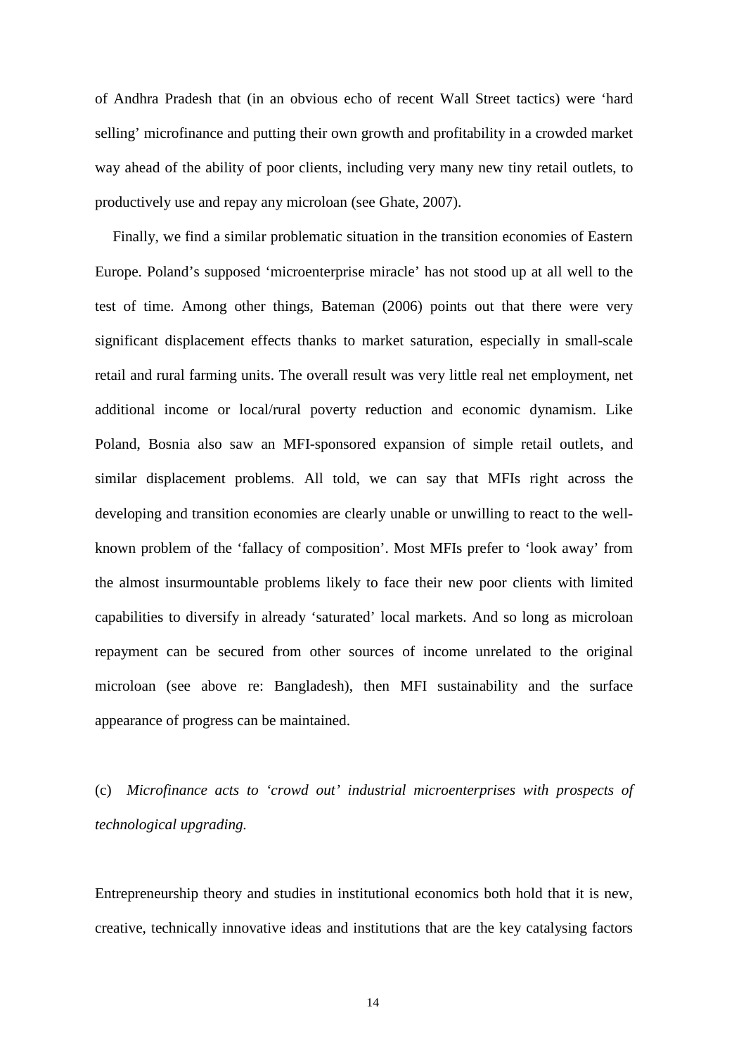of Andhra Pradesh that (in an obvious echo of recent Wall Street tactics) were 'hard selling' microfinance and putting their own growth and profitability in a crowded market way ahead of the ability of poor clients, including very many new tiny retail outlets, to productively use and repay any microloan (see Ghate, 2007).

Finally, we find a similar problematic situation in the transition economies of Eastern Europe. Poland's supposed 'microenterprise miracle' has not stood up at all well to the test of time. Among other things, Bateman (2006) points out that there were very significant displacement effects thanks to market saturation, especially in small-scale retail and rural farming units. The overall result was very little real net employment, net additional income or local/rural poverty reduction and economic dynamism. Like Poland, Bosnia also saw an MFI-sponsored expansion of simple retail outlets, and similar displacement problems. All told, we can say that MFIs right across the developing and transition economies are clearly unable or unwilling to react to the well-known problem of the 'fallacy of composition'. Most MFIs prefer to 'look away' from the almost insurmountable problems likely to face their new poor clients with limited capabilities to diversify in already 'saturated' local markets. And so long as microloan repayment can be secured from other sources of income unrelated to the original microloan (see above re: Bangladesh), then MFI sustainability and the surface appearance of progress can be maintained.

(c) *Microfinance acts to 'crowd out' industrial microenterprises with prospects of technological upgrading.*

Entrepreneurship theory and studies in institutional economics both hold that it is new, creative, technically innovative ideas and institutions that are the key catalysing factors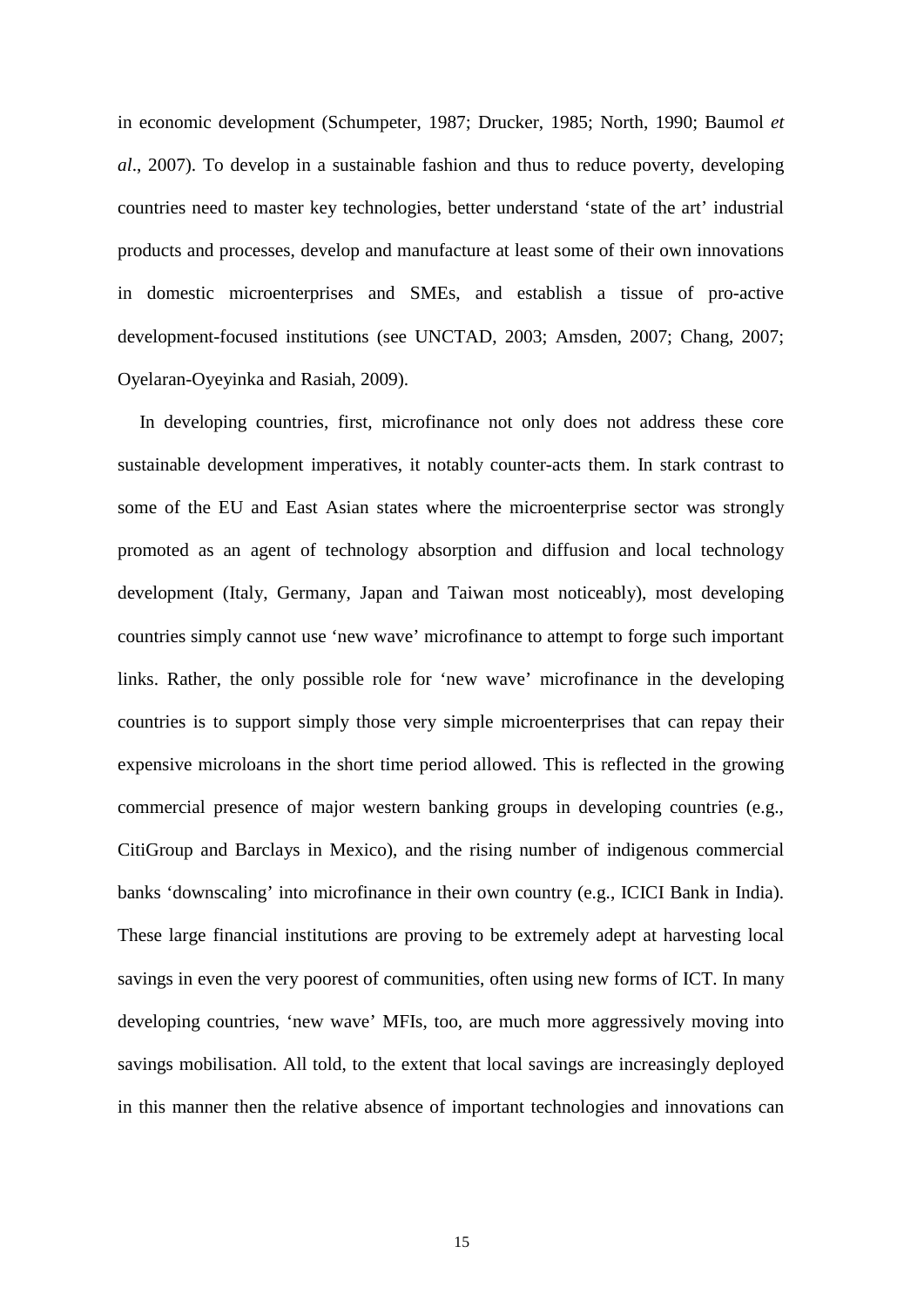in economic development (Schumpeter, 1987; Drucker, 1985; North, 1990; Baumol *et al*., 2007). To develop in a sustainable fashion and thus to reduce poverty, developing countries need to master key technologies, better understand 'state of the art' industrial products and processes, develop and manufacture at least some of their own innovations in domestic microenterprises and SMEs, and establish a tissue of pro-active development-focused institutions (see UNCTAD, 2003; Amsden, 2007; Chang, 2007; Oyelaran-Oyeyinka and Rasiah, 2009).

In developing countries, first, microfinance not only does not address these core sustainable development imperatives, it notably counter-acts them. In stark contrast to some of the EU and East Asian states where the microenterprise sector was strongly promoted as an agent of technology absorption and diffusion and local technology development (Italy, Germany, Japan and Taiwan most noticeably), most developing countries simply cannot use 'new wave' microfinance to attempt to forge such important links. Rather, the only possible role for 'new wave' microfinance in the developing countries is to support simply those very simple microenterprises that can repay their expensive microloans in the short time period allowed. This is reflected in the growing commercial presence of major western banking groups in developing countries (e.g., CitiGroup and Barclays in Mexico), and the rising number of indigenous commercial banks 'downscaling' into microfinance in their own country (e.g., ICICI Bank in India). These large financial institutions are proving to be extremely adept at harvesting local savings in even the very poorest of communities, often using new forms of ICT. In many developing countries, 'new wave' MFIs, too, are much more aggressively moving into savings mobilisation. All told, to the extent that local savings are increasingly deployed in this manner then the relative absence of important technologies and innovations can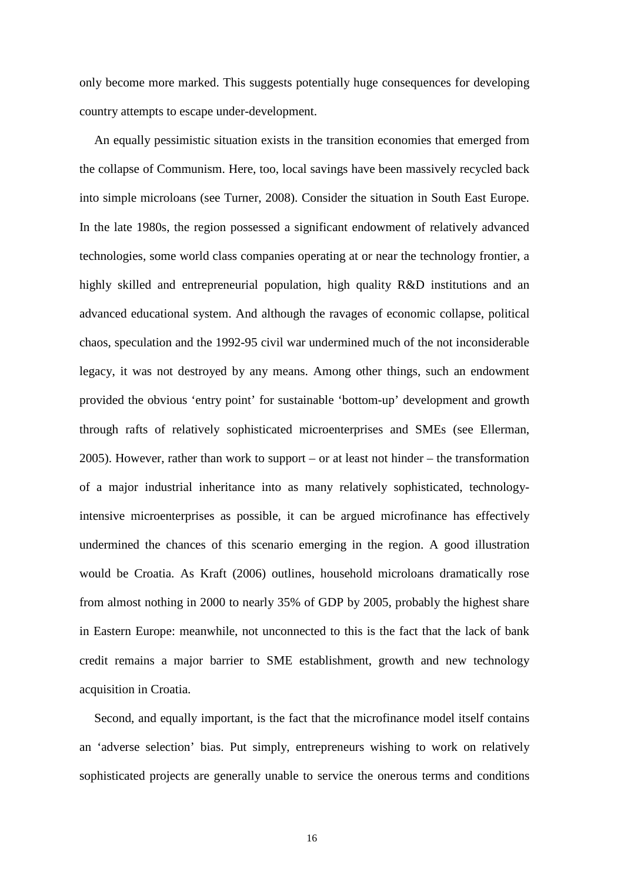only become more marked. This suggests potentially huge consequences for developing country attempts to escape under-development.

An equally pessimistic situation exists in the transition economies that emerged from the collapse of Communism. Here, too, local savings have been massively recycled back into simple microloans (see Turner, 2008). Consider the situation in South East Europe. In the late 1980s, the region possessed a significant endowment of relatively advanced technologies, some world class companies operating at or near the technology frontier, a highly skilled and entrepreneurial population, high quality R&D institutions and an advanced educational system. And although the ravages of economic collapse, political chaos, speculation and the 1992-95 civil war undermined much of the not inconsiderable legacy, it was not destroyed by any means. Among other things, such an endowment provided the obvious 'entry point' for sustainable 'bottom-up' development and growth through rafts of relatively sophisticated microenterprises and SMEs (see Ellerman, 2005). However, rather than work to support – or at least not hinder – the transformation of a major industrial inheritance into as many relatively sophisticated, technology-intensive microenterprises as possible, it can be argued microfinance has effectively undermined the chances of this scenario emerging in the region. A good illustration would be Croatia. As Kraft (2006) outlines, household microloans dramatically rose from almost nothing in 2000 to nearly 35% of GDP by 2005, probably the highest share in Eastern Europe: meanwhile, not unconnected to this is the fact that the lack of bank credit remains a major barrier to SME establishment, growth and new technology acquisition in Croatia.

Second, and equally important, is the fact that the microfinance model itself contains an 'adverse selection' bias. Put simply, entrepreneurs wishing to work on relatively sophisticated projects are generally unable to service the onerous terms and conditions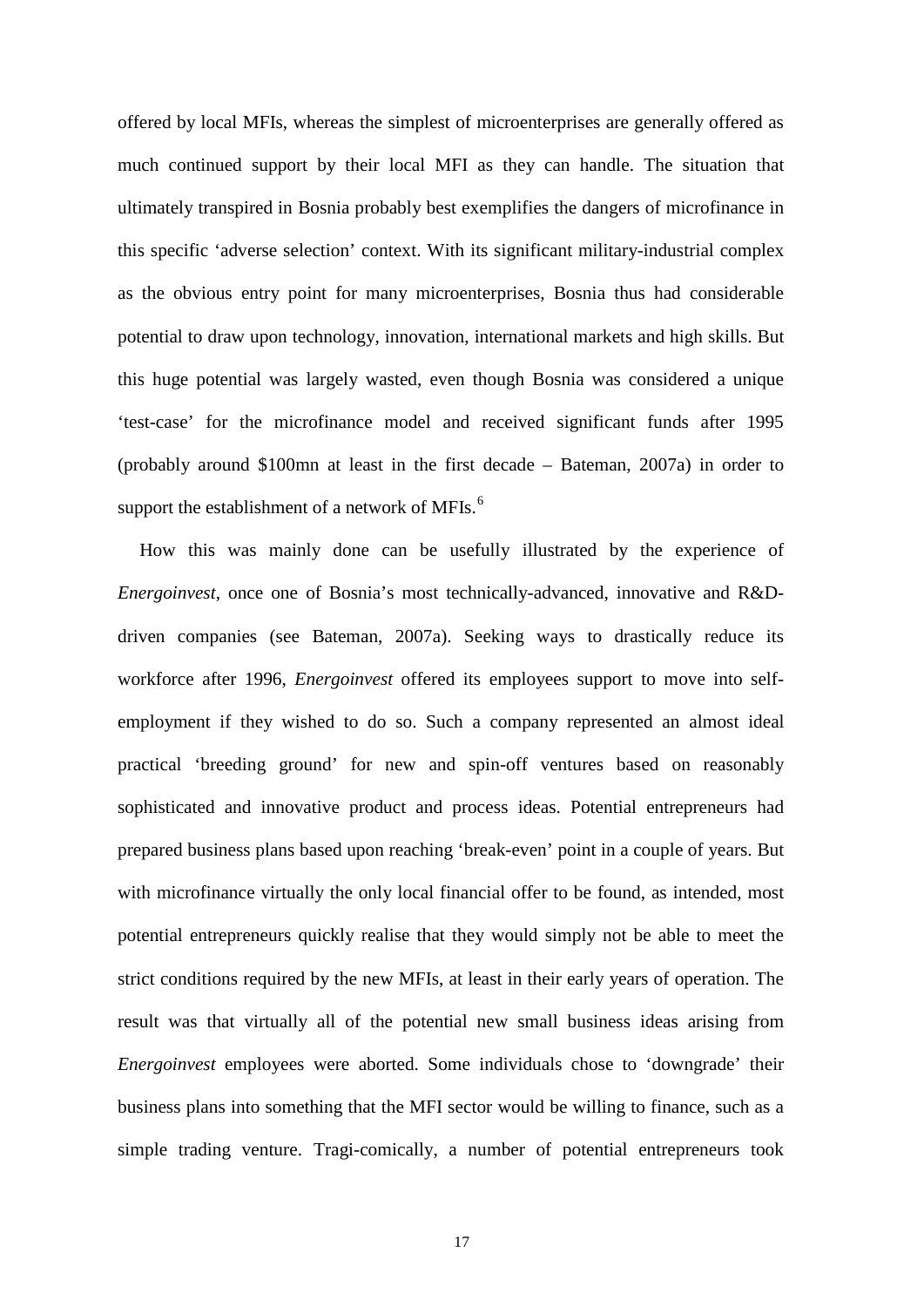offered by local MFIs, whereas the simplest of microenterprises are generally offered as much continued support by their local MFI as they can handle. The situation that ultimately transpired in Bosnia probably best exemplifies the dangers of microfinance in this specific 'adverse selection' context. With its significant military-industrial complex as the obvious entry point for many microenterprises, Bosnia thus had considerable potential to draw upon technology, innovation, international markets and high skills. But this huge potential was largely wasted, even though Bosnia was considered a unique 'test-case' for the microfinance model and received significant funds after 1995 (probably around $100mn at least in the first decade – Bateman, 2007a) in order to support the establishment of a network of MFIs.[6]

How this was mainly done can be usefully illustrated by the experience of *Energoinvest*, once one of Bosnia's most technically-advanced, innovative and R&D-driven companies (see Bateman, 2007a). Seeking ways to drastically reduce its workforce after 1996, *Energoinvest* offered its employees support to move into self-employment if they wished to do so. Such a company represented an almost ideal practical 'breeding ground' for new and spin-off ventures based on reasonably sophisticated and innovative product and process ideas. Potential entrepreneurs had prepared business plans based upon reaching 'break-even' point in a couple of years. But with microfinance virtually the only local financial offer to be found, as intended, most potential entrepreneurs quickly realise that they would simply not be able to meet the strict conditions required by the new MFIs, at least in their early years of operation. The result was that virtually all of the potential new small business ideas arising from *Energoinvest* employees were aborted. Some individuals chose to 'downgrade' their business plans into something that the MFI sector would be willing to finance, such as a simple trading venture. Tragi-comically, a number of potential entrepreneurs took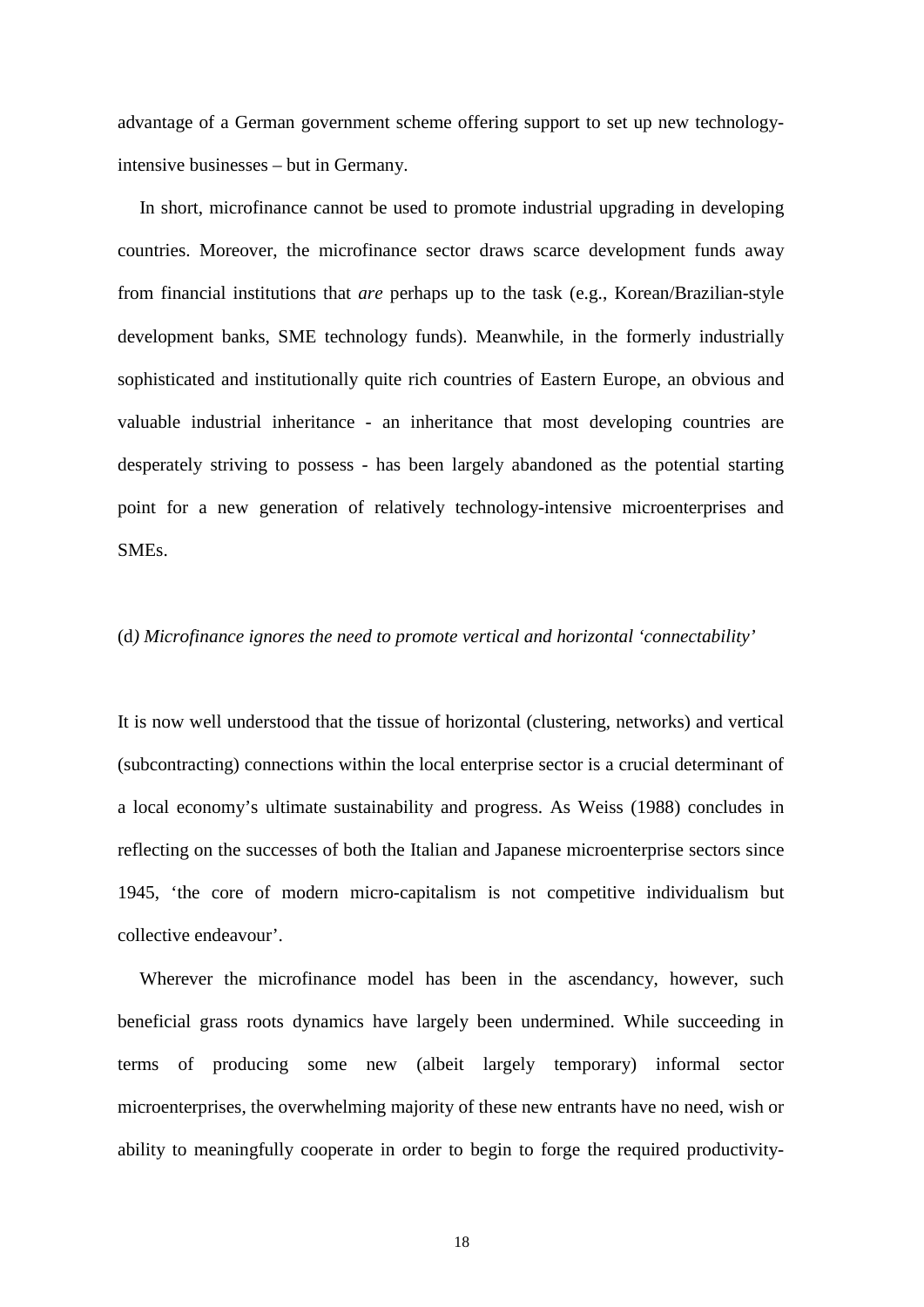advantage of a German government scheme offering support to set up new technology-intensive businesses – but in Germany.

In short, microfinance cannot be used to promote industrial upgrading in developing countries. Moreover, the microfinance sector draws scarce development funds away from financial institutions that *are* perhaps up to the task (e.g., Korean/Brazilian-style development banks, SME technology funds). Meanwhile, in the formerly industrially sophisticated and institutionally quite rich countries of Eastern Europe, an obvious and valuable industrial inheritance - an inheritance that most developing countries are desperately striving to possess - has been largely abandoned as the potential starting point for a new generation of relatively technology-intensive microenterprises and SMEs.

(d) *Microfinance ignores the need to promote vertical and horizontal 'connectability'*

It is now well understood that the tissue of horizontal (clustering, networks) and vertical (subcontracting) connections within the local enterprise sector is a crucial determinant of a local economy's ultimate sustainability and progress. As Weiss (1988) concludes in reflecting on the successes of both the Italian and Japanese microenterprise sectors since 1945, 'the core of modern micro-capitalism is not competitive individualism but collective endeavour'.

Wherever the microfinance model has been in the ascendancy, however, such beneficial grass roots dynamics have largely been undermined. While succeeding in terms of producing some new (albeit largely temporary) informal sector microenterprises, the overwhelming majority of these new entrants have no need, wish or ability to meaningfully cooperate in order to begin to forge the required productivity-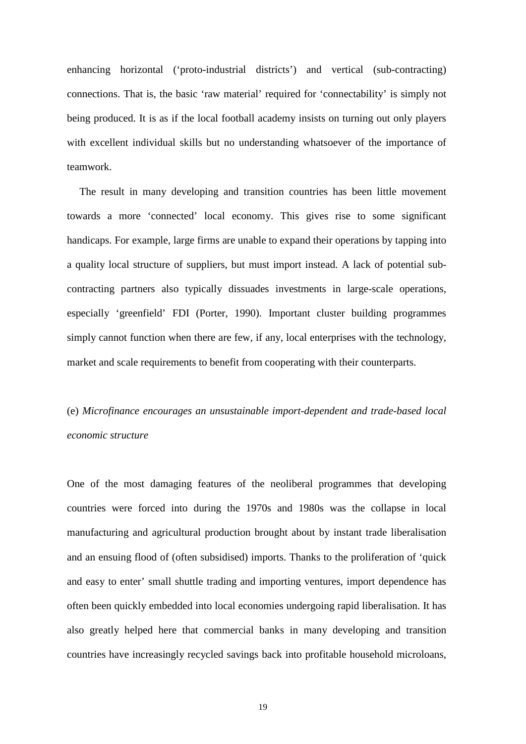enhancing horizontal ('proto-industrial districts') and vertical (sub-contracting) connections. That is, the basic 'raw material' required for 'connectability' is simply not being produced. It is as if the local football academy insists on turning out only players with excellent individual skills but no understanding whatsoever of the importance of teamwork.

The result in many developing and transition countries has been little movement towards a more 'connected' local economy. This gives rise to some significant handicaps. For example, large firms are unable to expand their operations by tapping into a quality local structure of suppliers, but must import instead. A lack of potential sub-contracting partners also typically dissuades investments in large-scale operations, especially 'greenfield' FDI (Porter, 1990). Important cluster building programmes simply cannot function when there are few, if any, local enterprises with the technology, market and scale requirements to benefit from cooperating with their counterparts.

(e) *Microfinance encourages an unsustainable import-dependent and trade-based local economic structure*

One of the most damaging features of the neoliberal programmes that developing countries were forced into during the 1970s and 1980s was the collapse in local manufacturing and agricultural production brought about by instant trade liberalisation and an ensuing flood of (often subsidised) imports. Thanks to the proliferation of 'quick and easy to enter' small shuttle trading and importing ventures, import dependence has often been quickly embedded into local economies undergoing rapid liberalisation. It has also greatly helped here that commercial banks in many developing and transition countries have increasingly recycled savings back into profitable household microloans,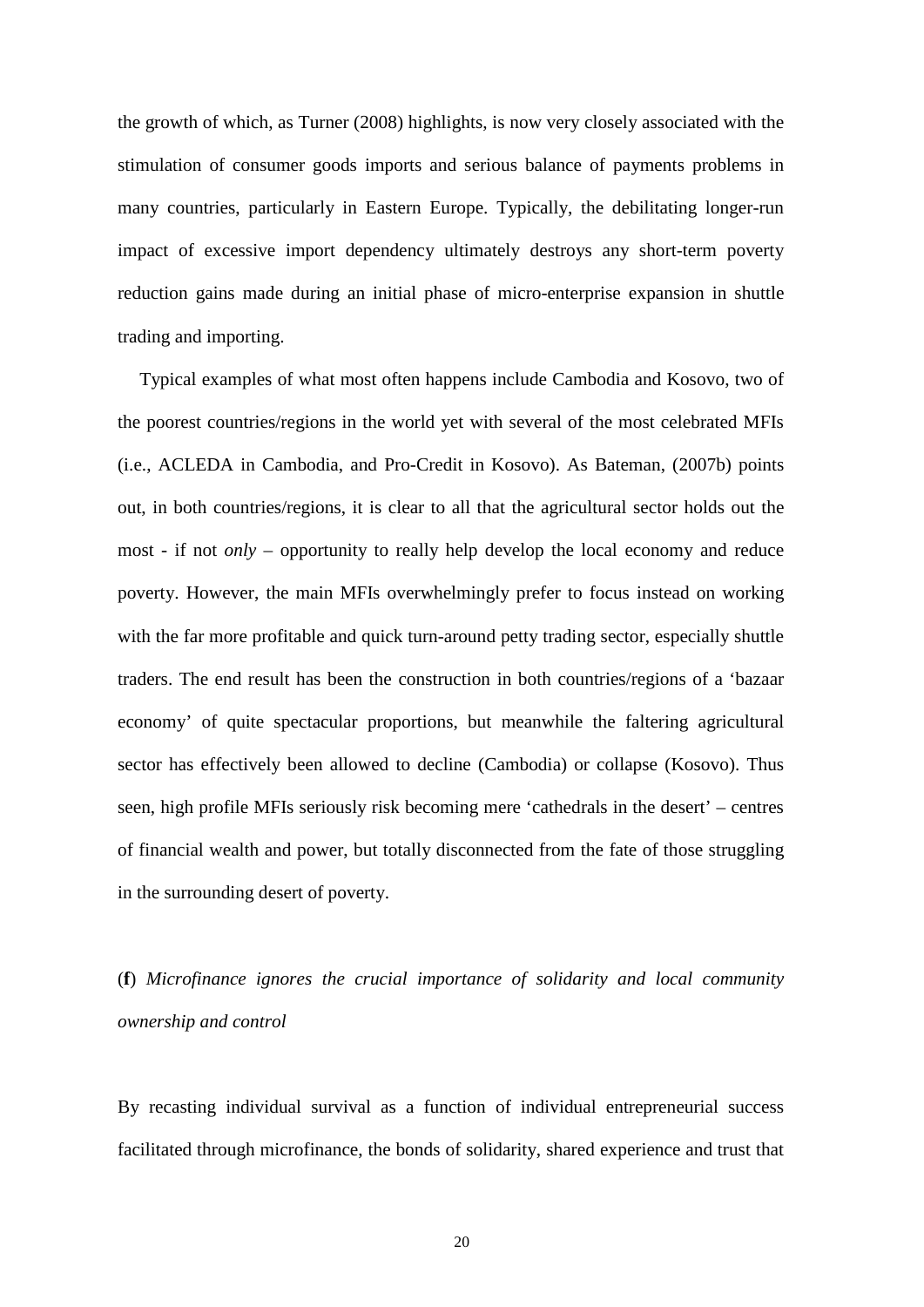the growth of which, as Turner (2008) highlights, is now very closely associated with the stimulation of consumer goods imports and serious balance of payments problems in many countries, particularly in Eastern Europe. Typically, the debilitating longer-run impact of excessive import dependency ultimately destroys any short-term poverty reduction gains made during an initial phase of micro-enterprise expansion in shuttle trading and importing.

Typical examples of what most often happens include Cambodia and Kosovo, two of the poorest countries/regions in the world yet with several of the most celebrated MFIs (i.e., ACLEDA in Cambodia, and Pro-Credit in Kosovo). As Bateman, (2007b) points out, in both countries/regions, it is clear to all that the agricultural sector holds out the most - if not *only* – opportunity to really help develop the local economy and reduce poverty. However, the main MFIs overwhelmingly prefer to focus instead on working with the far more profitable and quick turn-around petty trading sector, especially shuttle traders. The end result has been the construction in both countries/regions of a 'bazaar economy' of quite spectacular proportions, but meanwhile the faltering agricultural sector has effectively been allowed to decline (Cambodia) or collapse (Kosovo). Thus seen, high profile MFIs seriously risk becoming mere 'cathedrals in the desert' – centres of financial wealth and power, but totally disconnected from the fate of those struggling in the surrounding desert of poverty.

(**f**) *Microfinance ignores the crucial importance of solidarity and local community ownership and control*

By recasting individual survival as a function of individual entrepreneurial success facilitated through microfinance, the bonds of solidarity, shared experience and trust that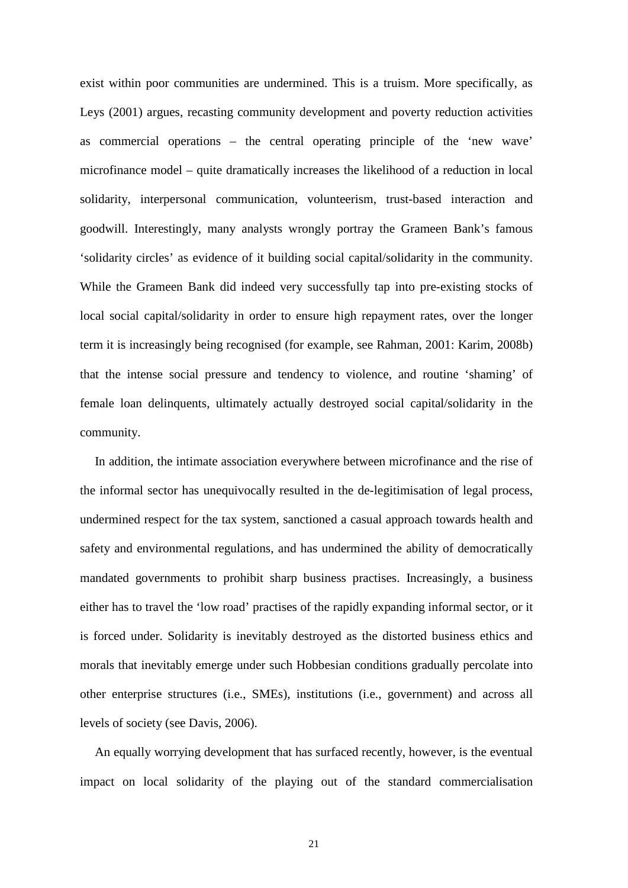exist within poor communities are undermined. This is a truism. More specifically, as Leys (2001) argues, recasting community development and poverty reduction activities as commercial operations – the central operating principle of the 'new wave' microfinance model – quite dramatically increases the likelihood of a reduction in local solidarity, interpersonal communication, volunteerism, trust-based interaction and goodwill. Interestingly, many analysts wrongly portray the Grameen Bank's famous 'solidarity circles' as evidence of it building social capital/solidarity in the community. While the Grameen Bank did indeed very successfully tap into pre-existing stocks of local social capital/solidarity in order to ensure high repayment rates, over the longer term it is increasingly being recognised (for example, see Rahman, 2001: Karim, 2008b) that the intense social pressure and tendency to violence, and routine 'shaming' of female loan delinquents, ultimately actually destroyed social capital/solidarity in the community.

In addition, the intimate association everywhere between microfinance and the rise of the informal sector has unequivocally resulted in the de-legitimisation of legal process, undermined respect for the tax system, sanctioned a casual approach towards health and safety and environmental regulations, and has undermined the ability of democratically mandated governments to prohibit sharp business practises. Increasingly, a business either has to travel the 'low road' practises of the rapidly expanding informal sector, or it is forced under. Solidarity is inevitably destroyed as the distorted business ethics and morals that inevitably emerge under such Hobbesian conditions gradually percolate into other enterprise structures (i.e., SMEs), institutions (i.e., government) and across all levels of society (see Davis, 2006).

An equally worrying development that has surfaced recently, however, is the eventual impact on local solidarity of the playing out of the standard commercialisation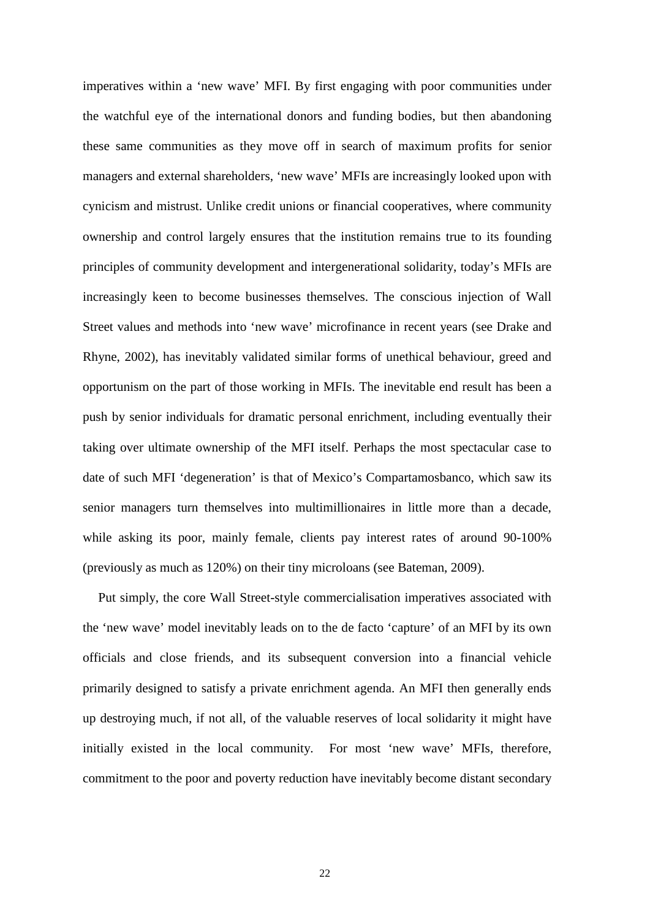imperatives within a 'new wave' MFI. By first engaging with poor communities under the watchful eye of the international donors and funding bodies, but then abandoning these same communities as they move off in search of maximum profits for senior managers and external shareholders, 'new wave' MFIs are increasingly looked upon with cynicism and mistrust. Unlike credit unions or financial cooperatives, where community ownership and control largely ensures that the institution remains true to its founding principles of community development and intergenerational solidarity, today's MFIs are increasingly keen to become businesses themselves. The conscious injection of Wall Street values and methods into 'new wave' microfinance in recent years (see Drake and Rhyne, 2002), has inevitably validated similar forms of unethical behaviour, greed and opportunism on the part of those working in MFIs. The inevitable end result has been a push by senior individuals for dramatic personal enrichment, including eventually their taking over ultimate ownership of the MFI itself. Perhaps the most spectacular case to date of such MFI 'degeneration' is that of Mexico's Compartamosbanco, which saw its senior managers turn themselves into multimillionaires in little more than a decade, while asking its poor, mainly female, clients pay interest rates of around 90-100% (previously as much as 120%) on their tiny microloans (see Bateman, 2009).

Put simply, the core Wall Street-style commercialisation imperatives associated with the 'new wave' model inevitably leads on to the de facto 'capture' of an MFI by its own officials and close friends, and its subsequent conversion into a financial vehicle primarily designed to satisfy a private enrichment agenda. An MFI then generally ends up destroying much, if not all, of the valuable reserves of local solidarity it might have initially existed in the local community. For most 'new wave' MFIs, therefore, commitment to the poor and poverty reduction have inevitably become distant secondary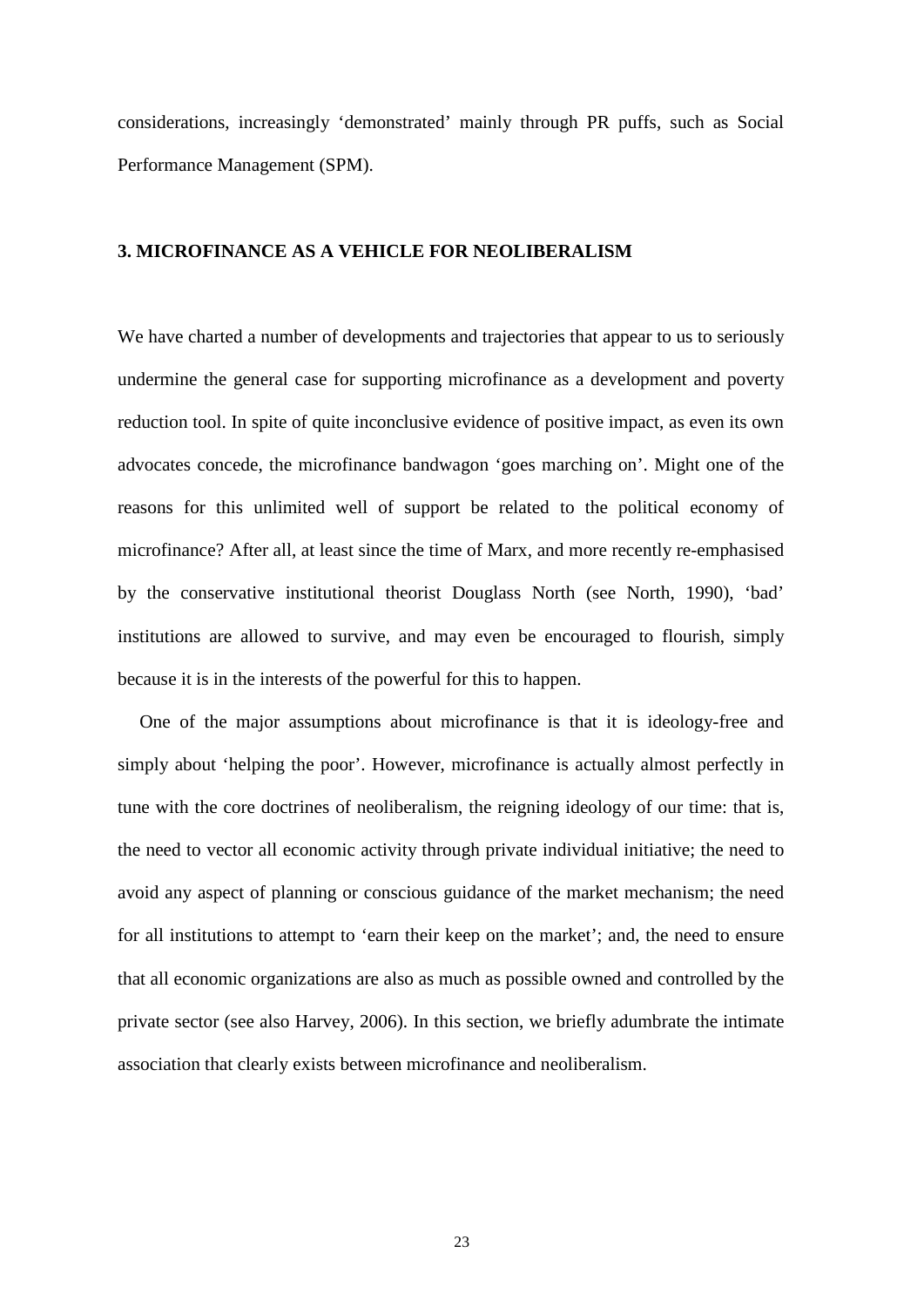considerations, increasingly ‘demonstrated’ mainly through PR puffs, such as Social Performance Management (SPM).

## 3. MICROFINANCE AS A VEHICLE FOR NEOLIBERALISM

We have charted a number of developments and trajectories that appear to us to seriously undermine the general case for supporting microfinance as a development and poverty reduction tool. In spite of quite inconclusive evidence of positive impact, as even its own advocates concede, the microfinance bandwagon ‘goes marching on’. Might one of the reasons for this unlimited well of support be related to the political economy of microfinance? After all, at least since the time of Marx, and more recently re-emphasised by the conservative institutional theorist Douglass North (see North, 1990), ‘bad’ institutions are allowed to survive, and may even be encouraged to flourish, simply because it is in the interests of the powerful for this to happen.

One of the major assumptions about microfinance is that it is ideology-free and simply about ‘helping the poor’. However, microfinance is actually almost perfectly in tune with the core doctrines of neoliberalism, the reigning ideology of our time: that is, the need to vector all economic activity through private individual initiative; the need to avoid any aspect of planning or conscious guidance of the market mechanism; the need for all institutions to attempt to ‘earn their keep on the market’; and, the need to ensure that all economic organizations are also as much as possible owned and controlled by the private sector (see also Harvey, 2006). In this section, we briefly adumbrate the intimate association that clearly exists between microfinance and neoliberalism.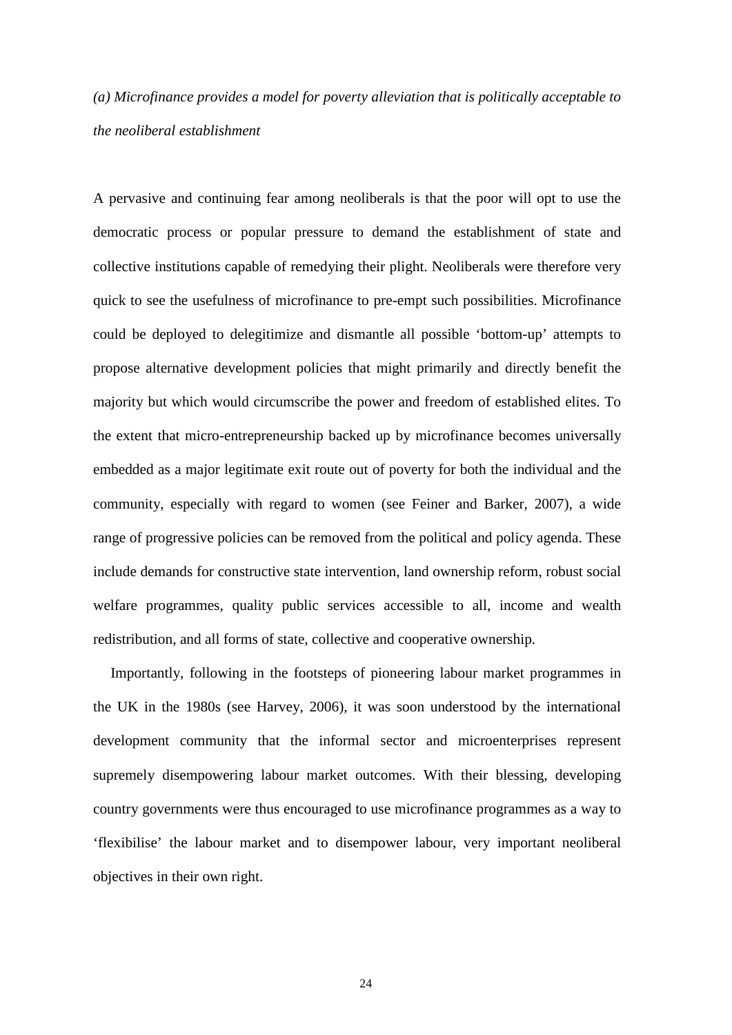*(a) Microfinance provides a model for poverty alleviation that is politically acceptable to the neoliberal establishment*

A pervasive and continuing fear among neoliberals is that the poor will opt to use the democratic process or popular pressure to demand the establishment of state and collective institutions capable of remedying their plight. Neoliberals were therefore very quick to see the usefulness of microfinance to pre-empt such possibilities. Microfinance could be deployed to delegitimize and dismantle all possible 'bottom-up' attempts to propose alternative development policies that might primarily and directly benefit the majority but which would circumscribe the power and freedom of established elites. To the extent that micro-entrepreneurship backed up by microfinance becomes universally embedded as a major legitimate exit route out of poverty for both the individual and the community, especially with regard to women (see Feiner and Barker, 2007), a wide range of progressive policies can be removed from the political and policy agenda. These include demands for constructive state intervention, land ownership reform, robust social welfare programmes, quality public services accessible to all, income and wealth redistribution, and all forms of state, collective and cooperative ownership.

Importantly, following in the footsteps of pioneering labour market programmes in the UK in the 1980s (see Harvey, 2006), it was soon understood by the international development community that the informal sector and microenterprises represent supremely disempowering labour market outcomes. With their blessing, developing country governments were thus encouraged to use microfinance programmes as a way to 'flexibilise' the labour market and to disempower labour, very important neoliberal objectives in their own right.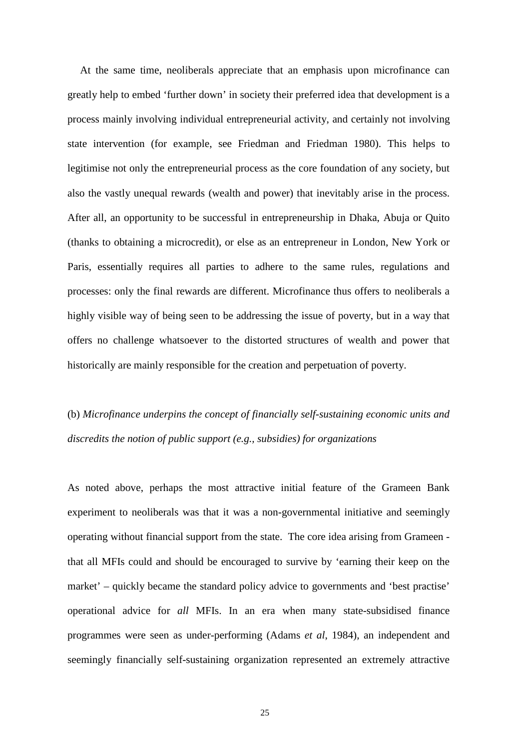At the same time, neoliberals appreciate that an emphasis upon microfinance can greatly help to embed 'further down' in society their preferred idea that development is a process mainly involving individual entrepreneurial activity, and certainly not involving state intervention (for example, see Friedman and Friedman 1980). This helps to legitimise not only the entrepreneurial process as the core foundation of any society, but also the vastly unequal rewards (wealth and power) that inevitably arise in the process. After all, an opportunity to be successful in entrepreneurship in Dhaka, Abuja or Quito (thanks to obtaining a microcredit), or else as an entrepreneur in London, New York or Paris, essentially requires all parties to adhere to the same rules, regulations and processes: only the final rewards are different. Microfinance thus offers to neoliberals a highly visible way of being seen to be addressing the issue of poverty, but in a way that offers no challenge whatsoever to the distorted structures of wealth and power that historically are mainly responsible for the creation and perpetuation of poverty.

(b) *Microfinance underpins the concept of financially self-sustaining economic units and discredits the notion of public support (e.g., subsidies) for organizations*

As noted above, perhaps the most attractive initial feature of the Grameen Bank experiment to neoliberals was that it was a non-governmental initiative and seemingly operating without financial support from the state. The core idea arising from Grameen - that all MFIs could and should be encouraged to survive by 'earning their keep on the market' – quickly became the standard policy advice to governments and 'best practise' operational advice for *all* MFIs. In an era when many state-subsidised finance programmes were seen as under-performing (Adams *et al*, 1984), an independent and seemingly financially self-sustaining organization represented an extremely attractive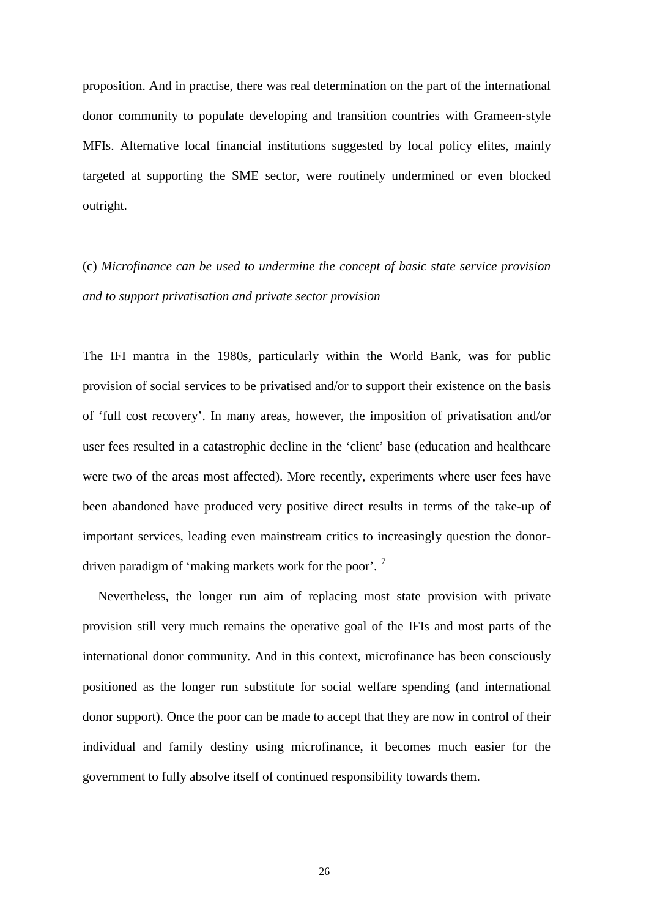proposition. And in practise, there was real determination on the part of the international donor community to populate developing and transition countries with Grameen-style MFIs. Alternative local financial institutions suggested by local policy elites, mainly targeted at supporting the SME sector, were routinely undermined or even blocked outright.

(c) *Microfinance can be used to undermine the concept of basic state service provision and to support privatisation and private sector provision*

The IFI mantra in the 1980s, particularly within the World Bank, was for public provision of social services to be privatised and/or to support their existence on the basis of 'full cost recovery'. In many areas, however, the imposition of privatisation and/or user fees resulted in a catastrophic decline in the 'client' base (education and healthcare were two of the areas most affected). More recently, experiments where user fees have been abandoned have produced very positive direct results in terms of the take-up of important services, leading even mainstream critics to increasingly question the donor-driven paradigm of 'making markets work for the poor'. [7]

Nevertheless, the longer run aim of replacing most state provision with private provision still very much remains the operative goal of the IFIs and most parts of the international donor community. And in this context, microfinance has been consciously positioned as the longer run substitute for social welfare spending (and international donor support). Once the poor can be made to accept that they are now in control of their individual and family destiny using microfinance, it becomes much easier for the government to fully absolve itself of continued responsibility towards them.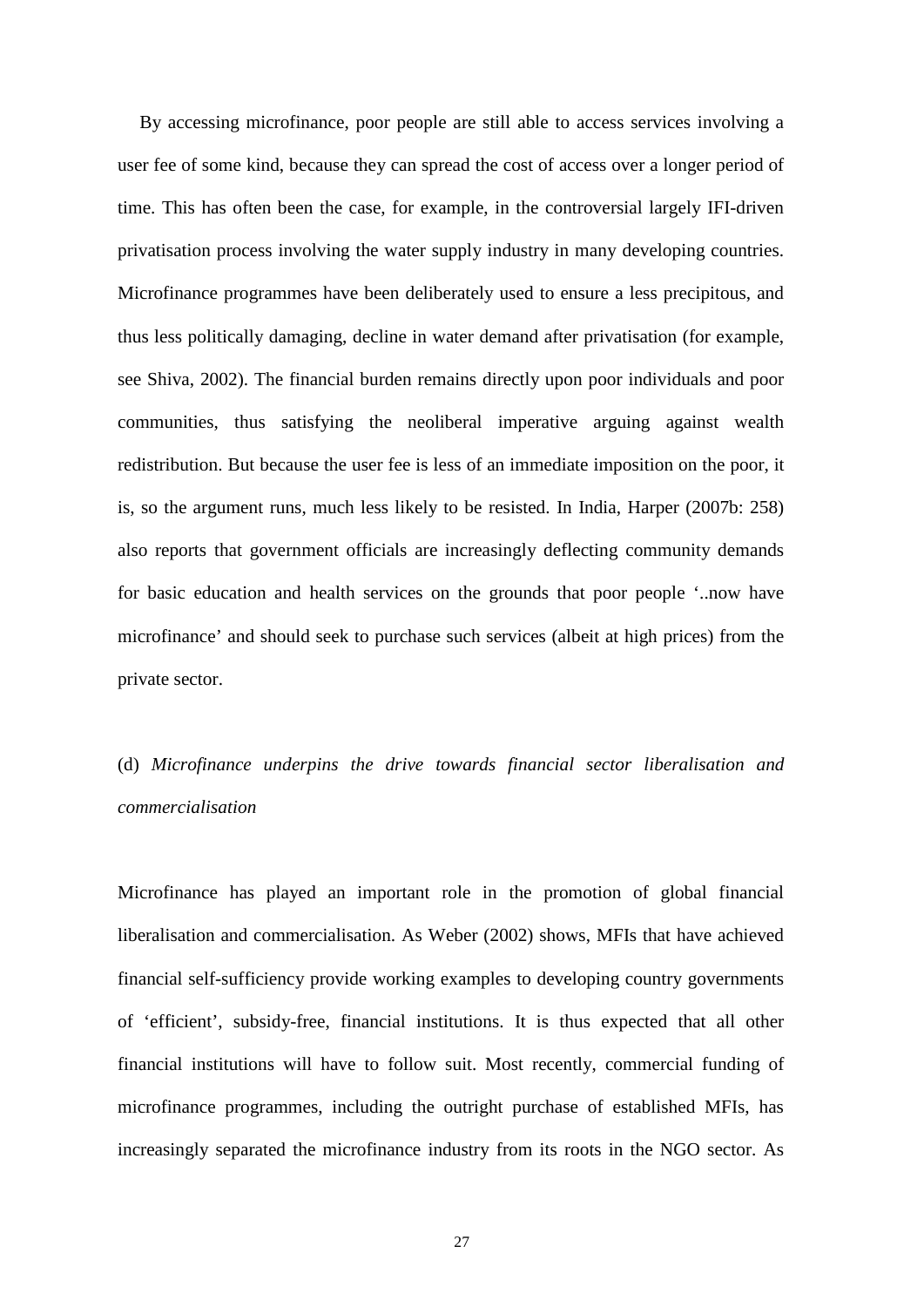By accessing microfinance, poor people are still able to access services involving a user fee of some kind, because they can spread the cost of access over a longer period of time. This has often been the case, for example, in the controversial largely IFI-driven privatisation process involving the water supply industry in many developing countries. Microfinance programmes have been deliberately used to ensure a less precipitous, and thus less politically damaging, decline in water demand after privatisation (for example, see Shiva, 2002). The financial burden remains directly upon poor individuals and poor communities, thus satisfying the neoliberal imperative arguing against wealth redistribution. But because the user fee is less of an immediate imposition on the poor, it is, so the argument runs, much less likely to be resisted. In India, Harper (2007b: 258) also reports that government officials are increasingly deflecting community demands for basic education and health services on the grounds that poor people '..now have microfinance' and should seek to purchase such services (albeit at high prices) from the private sector.

(d) *Microfinance underpins the drive towards financial sector liberalisation and commercialisation*

Microfinance has played an important role in the promotion of global financial liberalisation and commercialisation. As Weber (2002) shows, MFIs that have achieved financial self-sufficiency provide working examples to developing country governments of 'efficient', subsidy-free, financial institutions. It is thus expected that all other financial institutions will have to follow suit. Most recently, commercial funding of microfinance programmes, including the outright purchase of established MFIs, has increasingly separated the microfinance industry from its roots in the NGO sector. As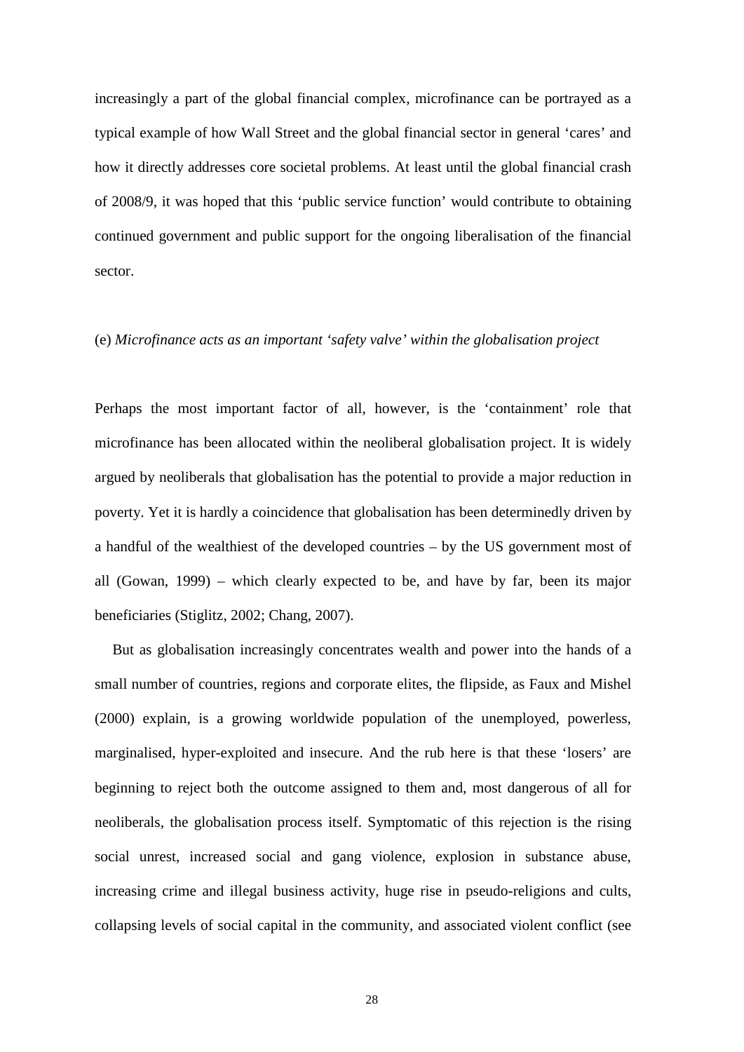increasingly a part of the global financial complex, microfinance can be portrayed as a typical example of how Wall Street and the global financial sector in general 'cares' and how it directly addresses core societal problems. At least until the global financial crash of 2008/9, it was hoped that this 'public service function' would contribute to obtaining continued government and public support for the ongoing liberalisation of the financial sector.

(e) *Microfinance acts as an important 'safety valve' within the globalisation project*

Perhaps the most important factor of all, however, is the 'containment' role that microfinance has been allocated within the neoliberal globalisation project. It is widely argued by neoliberals that globalisation has the potential to provide a major reduction in poverty. Yet it is hardly a coincidence that globalisation has been determinedly driven by a handful of the wealthiest of the developed countries – by the US government most of all (Gowan, 1999) – which clearly expected to be, and have by far, been its major beneficiaries (Stiglitz, 2002; Chang, 2007).

But as globalisation increasingly concentrates wealth and power into the hands of a small number of countries, regions and corporate elites, the flipside, as Faux and Mishel (2000) explain, is a growing worldwide population of the unemployed, powerless, marginalised, hyper-exploited and insecure. And the rub here is that these 'losers' are beginning to reject both the outcome assigned to them and, most dangerous of all for neoliberals, the globalisation process itself. Symptomatic of this rejection is the rising social unrest, increased social and gang violence, explosion in substance abuse, increasing crime and illegal business activity, huge rise in pseudo-religions and cults, collapsing levels of social capital in the community, and associated violent conflict (see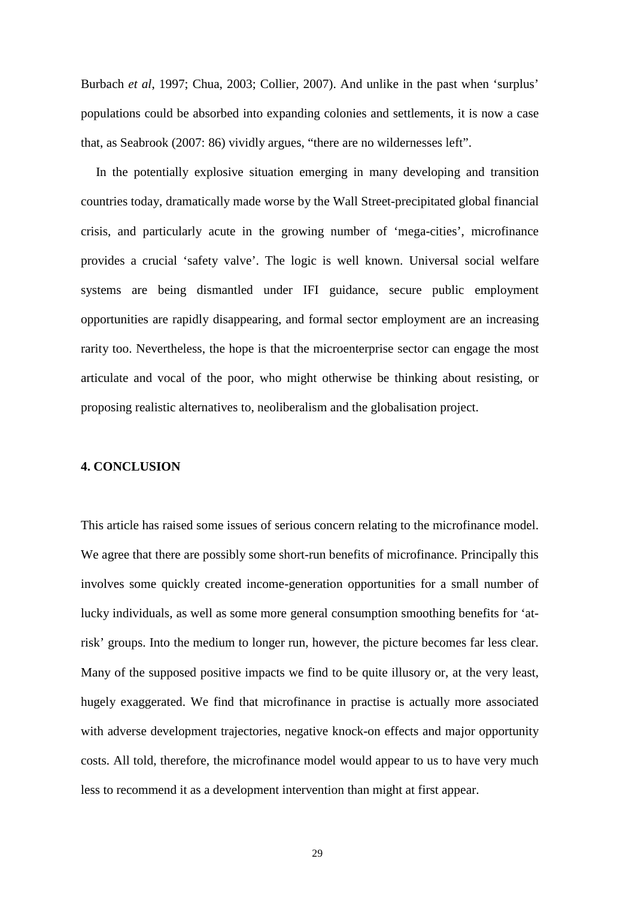Burbach *et al*, 1997; Chua, 2003; Collier, 2007). And unlike in the past when 'surplus' populations could be absorbed into expanding colonies and settlements, it is now a case that, as Seabrook (2007: 86) vividly argues, "there are no wildernesses left".

In the potentially explosive situation emerging in many developing and transition countries today, dramatically made worse by the Wall Street-precipitated global financial crisis, and particularly acute in the growing number of 'mega-cities', microfinance provides a crucial 'safety valve'. The logic is well known. Universal social welfare systems are being dismantled under IFI guidance, secure public employment opportunities are rapidly disappearing, and formal sector employment are an increasing rarity too. Nevertheless, the hope is that the microenterprise sector can engage the most articulate and vocal of the poor, who might otherwise be thinking about resisting, or proposing realistic alternatives to, neoliberalism and the globalisation project.

## 4. CONCLUSION

This article has raised some issues of serious concern relating to the microfinance model. We agree that there are possibly some short-run benefits of microfinance. Principally this involves some quickly created income-generation opportunities for a small number of lucky individuals, as well as some more general consumption smoothing benefits for 'at-risk' groups. Into the medium to longer run, however, the picture becomes far less clear. Many of the supposed positive impacts we find to be quite illusory or, at the very least, hugely exaggerated. We find that microfinance in practise is actually more associated with adverse development trajectories, negative knock-on effects and major opportunity costs. All told, therefore, the microfinance model would appear to us to have very much less to recommend it as a development intervention than might at first appear.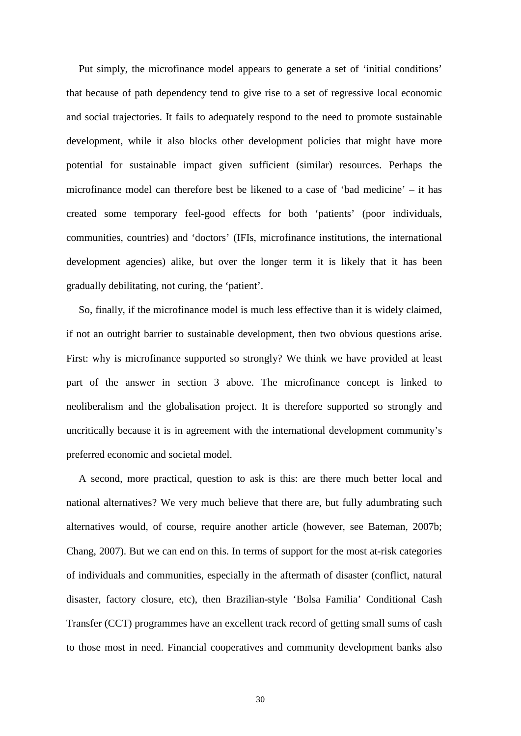Put simply, the microfinance model appears to generate a set of 'initial conditions' that because of path dependency tend to give rise to a set of regressive local economic and social trajectories. It fails to adequately respond to the need to promote sustainable development, while it also blocks other development policies that might have more potential for sustainable impact given sufficient (similar) resources. Perhaps the microfinance model can therefore best be likened to a case of 'bad medicine' – it has created some temporary feel-good effects for both 'patients' (poor individuals, communities, countries) and 'doctors' (IFIs, microfinance institutions, the international development agencies) alike, but over the longer term it is likely that it has been gradually debilitating, not curing, the 'patient'.

So, finally, if the microfinance model is much less effective than it is widely claimed, if not an outright barrier to sustainable development, then two obvious questions arise. First: why is microfinance supported so strongly? We think we have provided at least part of the answer in section 3 above. The microfinance concept is linked to neoliberalism and the globalisation project. It is therefore supported so strongly and uncritically because it is in agreement with the international development community's preferred economic and societal model.

A second, more practical, question to ask is this: are there much better local and national alternatives? We very much believe that there are, but fully adumbrating such alternatives would, of course, require another article (however, see Bateman, 2007b; Chang, 2007). But we can end on this. In terms of support for the most at-risk categories of individuals and communities, especially in the aftermath of disaster (conflict, natural disaster, factory closure, etc), then Brazilian-style 'Bolsa Familia' Conditional Cash Transfer (CCT) programmes have an excellent track record of getting small sums of cash to those most in need. Financial cooperatives and community development banks also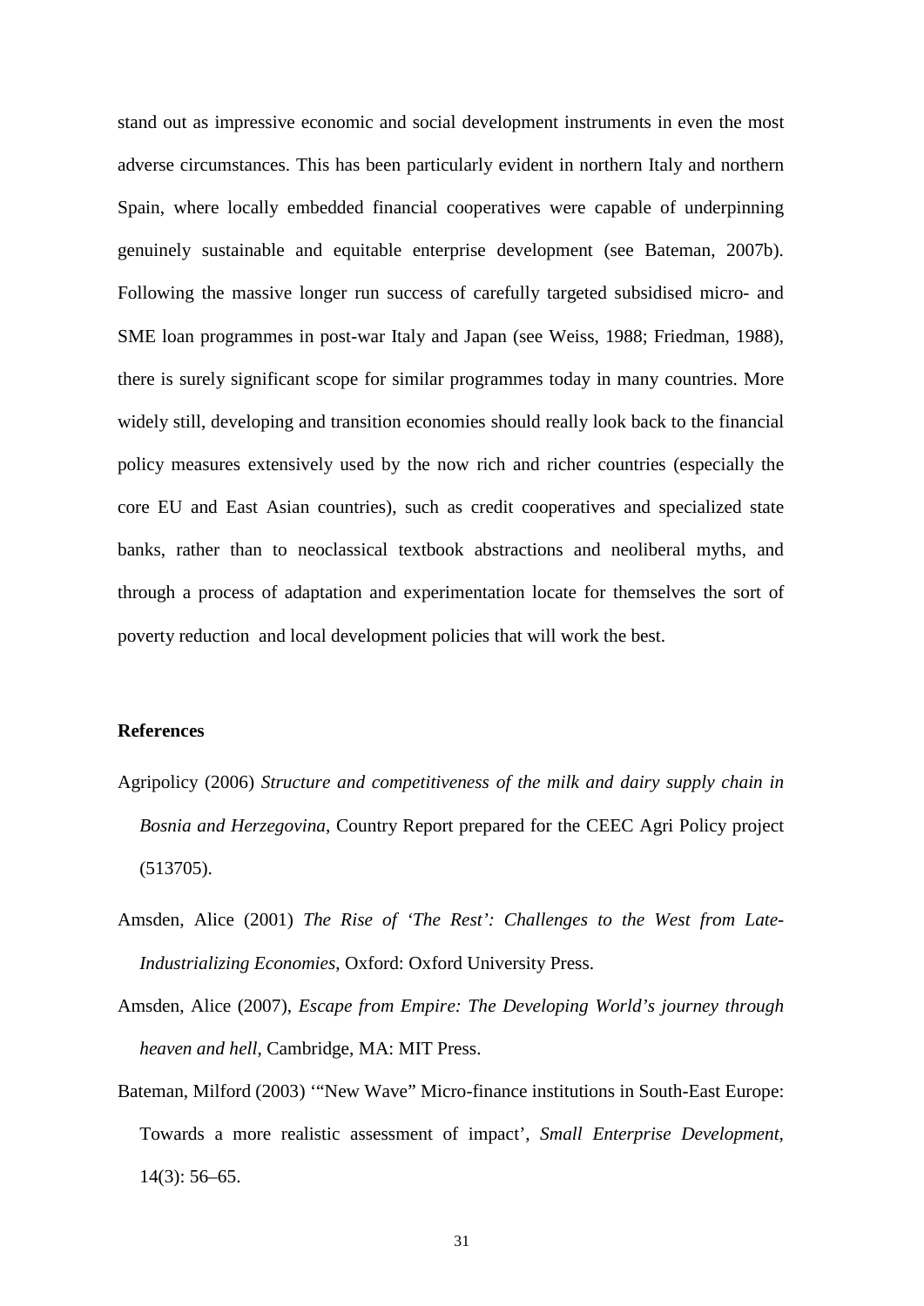stand out as impressive economic and social development instruments in even the most adverse circumstances. This has been particularly evident in northern Italy and northern Spain, where locally embedded financial cooperatives were capable of underpinning genuinely sustainable and equitable enterprise development (see Bateman, 2007b). Following the massive longer run success of carefully targeted subsidised micro- and SME loan programmes in post-war Italy and Japan (see Weiss, 1988; Friedman, 1988), there is surely significant scope for similar programmes today in many countries. More widely still, developing and transition economies should really look back to the financial policy measures extensively used by the now rich and richer countries (especially the core EU and East Asian countries), such as credit cooperatives and specialized state banks, rather than to neoclassical textbook abstractions and neoliberal myths, and through a process of adaptation and experimentation locate for themselves the sort of poverty reduction and local development policies that will work the best.

## References

Agripolicy (2006) *Structure and competitiveness of the milk and dairy supply chain in Bosnia and Herzegovina*, Country Report prepared for the CEEC Agri Policy project (513705).

Amsden, Alice (2001) *The Rise of 'The Rest': Challenges to the West from Late-Industrializing Economies*, Oxford: Oxford University Press.

Amsden, Alice (2007), *Escape from Empire: The Developing World's journey through heaven and hell*, Cambridge, MA: MIT Press.

Bateman, Milford (2003) '"New Wave" Micro-finance institutions in South-East Europe: Towards a more realistic assessment of impact', *Small Enterprise Development*, 14(3): 56–65.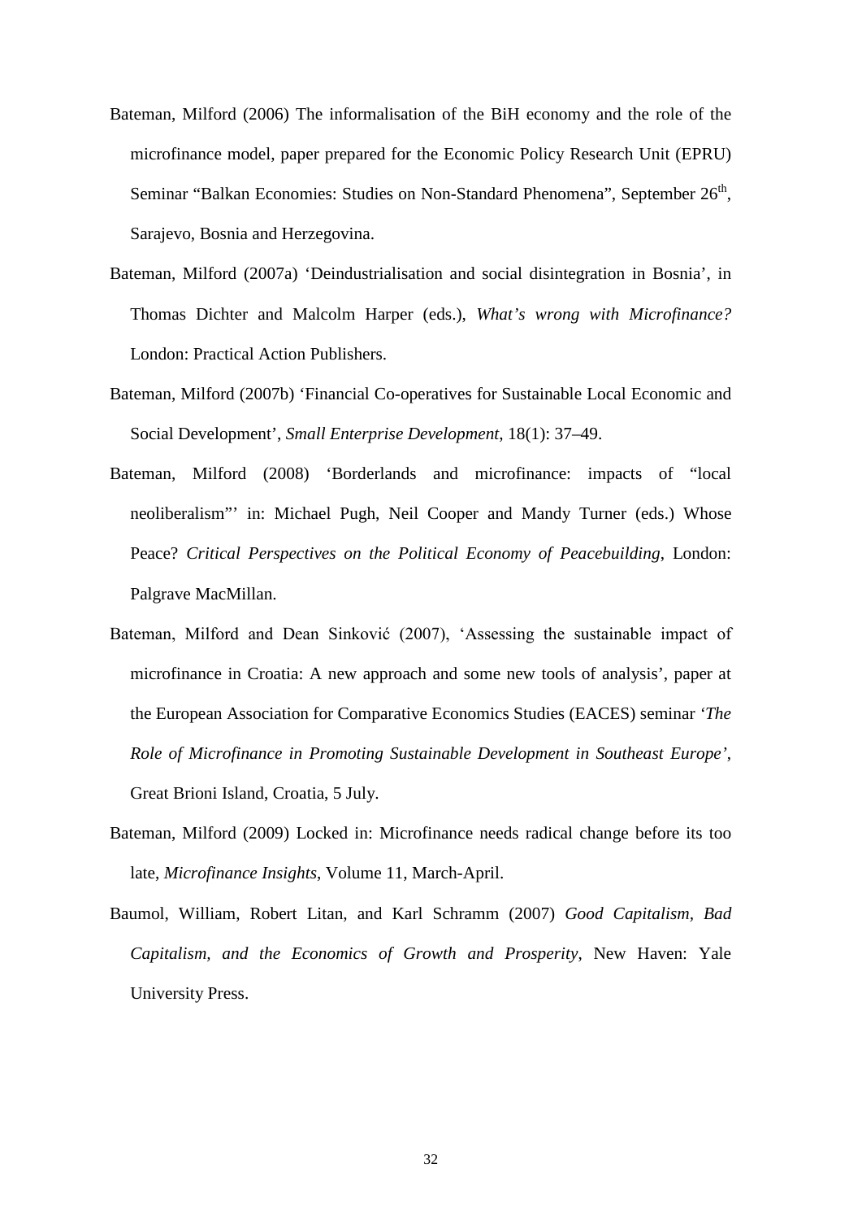Bateman, Milford (2006) The informalisation of the BiH economy and the role of the microfinance model, paper prepared for the Economic Policy Research Unit (EPRU) Seminar "Balkan Economies: Studies on Non-Standard Phenomena", September 26th, Sarajevo, Bosnia and Herzegovina.

Bateman, Milford (2007a) 'Deindustrialisation and social disintegration in Bosnia', in Thomas Dichter and Malcolm Harper (eds.), *What's wrong with Microfinance?* London: Practical Action Publishers.

Bateman, Milford (2007b) 'Financial Co-operatives for Sustainable Local Economic and Social Development', *Small Enterprise Development*, 18(1): 37–49.

Bateman, Milford (2008) 'Borderlands and microfinance: impacts of "local neoliberalism"' in: Michael Pugh, Neil Cooper and Mandy Turner (eds.) Whose Peace? *Critical Perspectives on the Political Economy of Peacebuilding*, London: Palgrave MacMillan.

Bateman, Milford and Dean Sinković (2007), 'Assessing the sustainable impact of microfinance in Croatia: A new approach and some new tools of analysis', paper at the European Association for Comparative Economics Studies (EACES) seminar *'The Role of Microfinance in Promoting Sustainable Development in Southeast Europe'*, Great Brioni Island, Croatia, 5 July.

Bateman, Milford (2009) Locked in: Microfinance needs radical change before its too late, *Microfinance Insights*, Volume 11, March-April.

Baumol, William, Robert Litan, and Karl Schramm (2007) *Good Capitalism, Bad Capitalism, and the Economics of Growth and Prosperity*, New Haven: Yale University Press.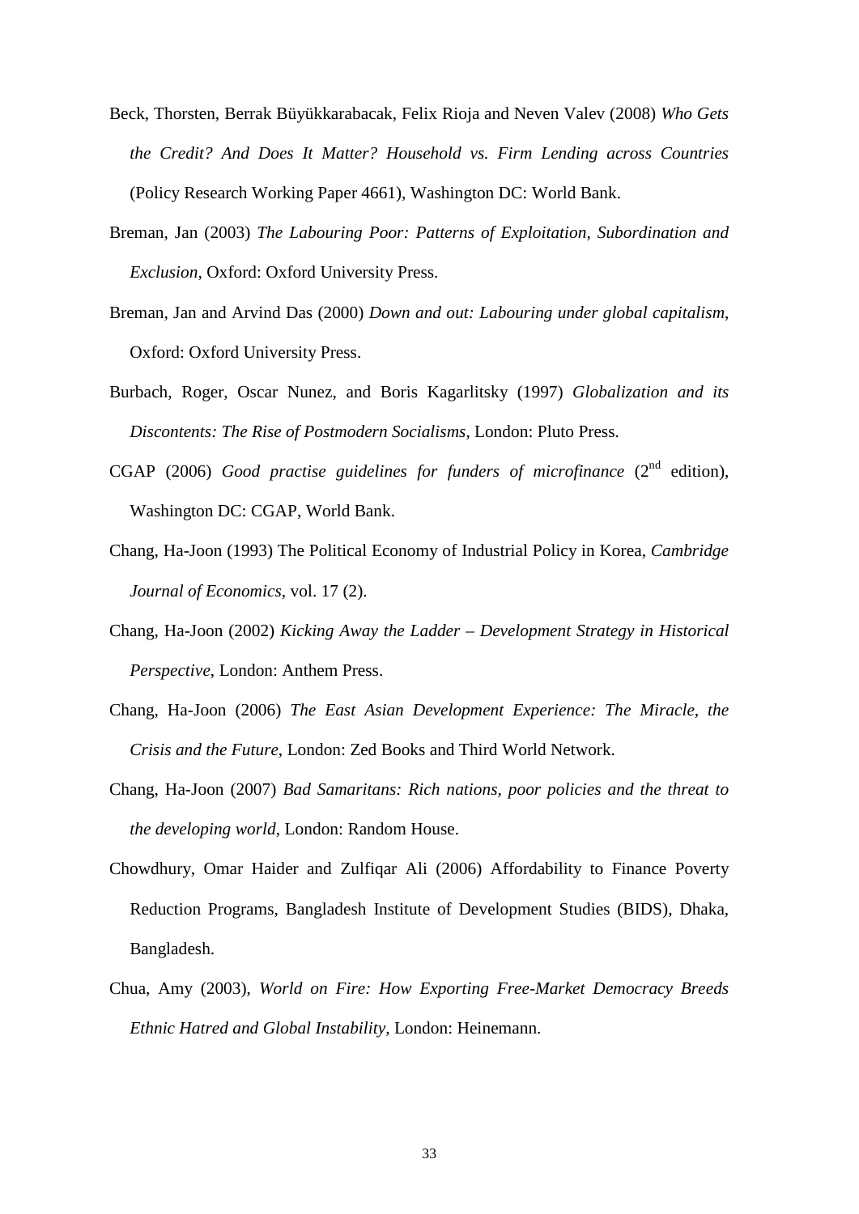Beck, Thorsten, Berrak Büyükkarabacak, Felix Rioja and Neven Valev (2008) *Who Gets the Credit? And Does It Matter? Household vs. Firm Lending across Countries* (Policy Research Working Paper 4661), Washington DC: World Bank.

Breman, Jan (2003) *The Labouring Poor: Patterns of Exploitation, Subordination and Exclusion*, Oxford: Oxford University Press.

Breman, Jan and Arvind Das (2000) *Down and out: Labouring under global capitalism*, Oxford: Oxford University Press.

Burbach, Roger, Oscar Nunez, and Boris Kagarlitsky (1997) *Globalization and its Discontents: The Rise of Postmodern Socialisms*, London: Pluto Press.

CGAP (2006) *Good practise guidelines for funders of microfinance* (2nd edition), Washington DC: CGAP, World Bank.

Chang, Ha-Joon (1993) The Political Economy of Industrial Policy in Korea, *Cambridge Journal of Economics*, vol. 17 (2).

Chang, Ha-Joon (2002) *Kicking Away the Ladder – Development Strategy in Historical Perspective*, London: Anthem Press.

Chang, Ha-Joon (2006) *The East Asian Development Experience: The Miracle, the Crisis and the Future*, London: Zed Books and Third World Network.

Chang, Ha-Joon (2007) *Bad Samaritans: Rich nations, poor policies and the threat to the developing world*, London: Random House.

Chowdhury, Omar Haider and Zulfiqar Ali (2006) Affordability to Finance Poverty Reduction Programs, Bangladesh Institute of Development Studies (BIDS), Dhaka, Bangladesh.

Chua, Amy (2003), *World on Fire: How Exporting Free-Market Democracy Breeds Ethnic Hatred and Global Instability*, London: Heinemann.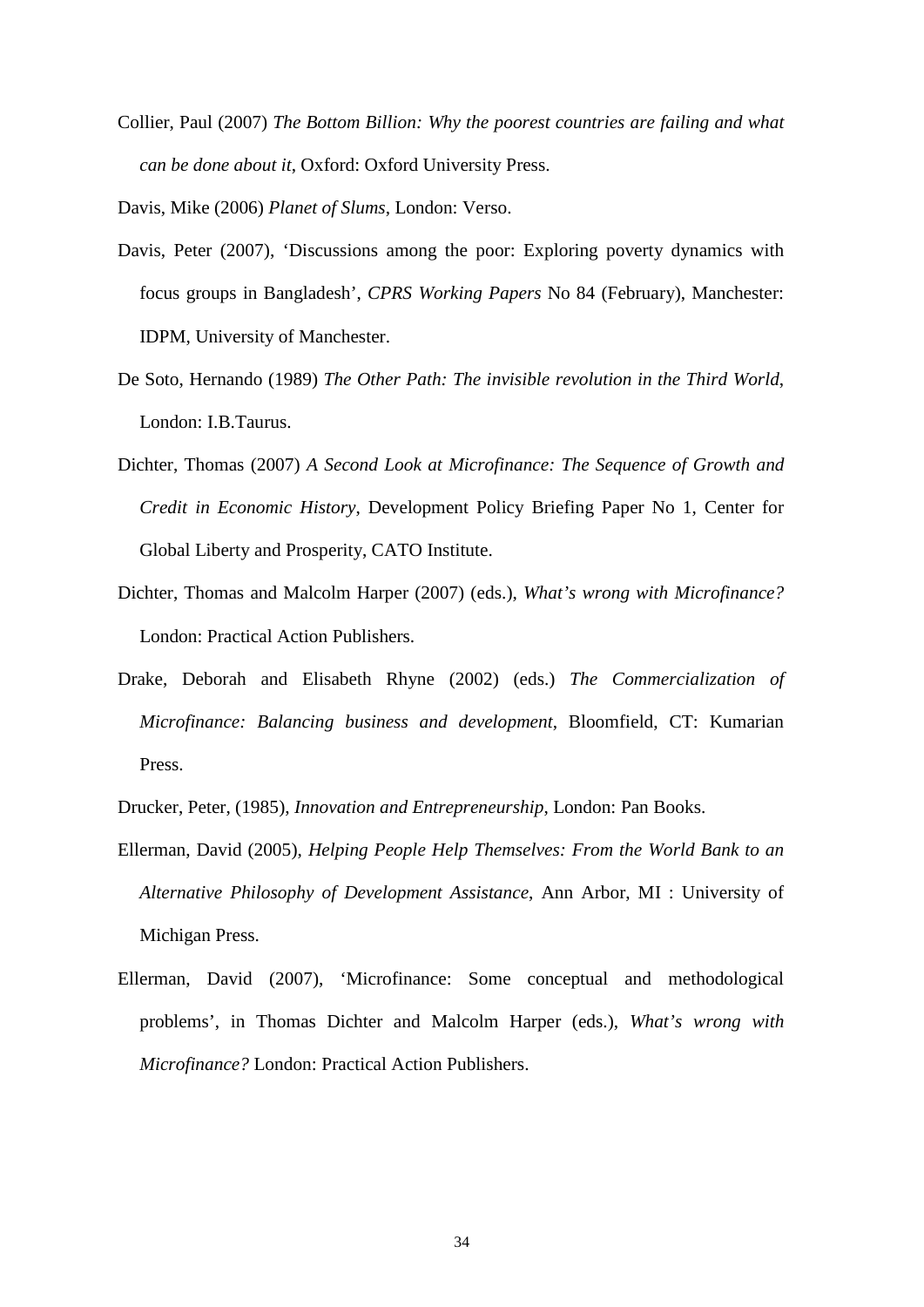Collier, Paul (2007) *The Bottom Billion: Why the poorest countries are failing and what can be done about it*, Oxford: Oxford University Press.

Davis, Mike (2006) *Planet of Slums*, London: Verso.

Davis, Peter (2007), 'Discussions among the poor: Exploring poverty dynamics with focus groups in Bangladesh', *CPRS Working Papers* No 84 (February), Manchester: IDPM, University of Manchester.

De Soto, Hernando (1989) *The Other Path: The invisible revolution in the Third World*, London: I.B.Taurus.

Dichter, Thomas (2007) *A Second Look at Microfinance: The Sequence of Growth and Credit in Economic History*, Development Policy Briefing Paper No 1, Center for Global Liberty and Prosperity, CATO Institute.

Dichter, Thomas and Malcolm Harper (2007) (eds.), *What's wrong with Microfinance?* London: Practical Action Publishers.

Drake, Deborah and Elisabeth Rhyne (2002) (eds.) *The Commercialization of Microfinance: Balancing business and development*, Bloomfield, CT: Kumarian Press.

Drucker, Peter, (1985), *Innovation and Entrepreneurship*, London: Pan Books.

Ellerman, David (2005), *Helping People Help Themselves: From the World Bank to an Alternative Philosophy of Development Assistance*, Ann Arbor, MI : University of Michigan Press.

Ellerman, David (2007), 'Microfinance: Some conceptual and methodological problems', in Thomas Dichter and Malcolm Harper (eds.), *What's wrong with Microfinance?* London: Practical Action Publishers.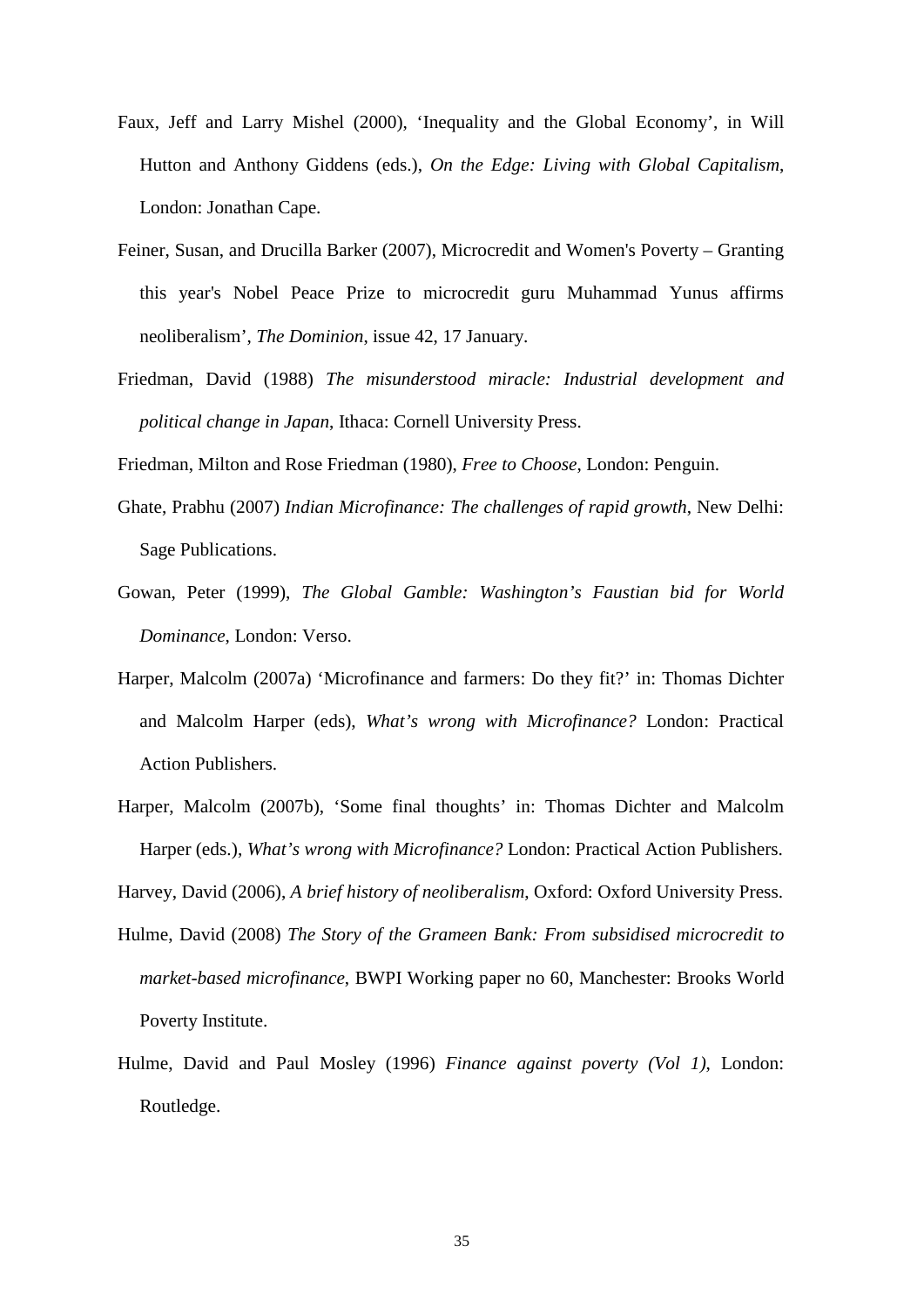Faux, Jeff and Larry Mishel (2000), 'Inequality and the Global Economy', in Will Hutton and Anthony Giddens (eds.), *On the Edge: Living with Global Capitalism*, London: Jonathan Cape.

Feiner, Susan, and Drucilla Barker (2007), Microcredit and Women's Poverty – Granting this year's Nobel Peace Prize to microcredit guru Muhammad Yunus affirms neoliberalism', *The Dominion*, issue 42, 17 January.

Friedman, David (1988) *The misunderstood miracle: Industrial development and political change in Japan*, Ithaca: Cornell University Press.

Friedman, Milton and Rose Friedman (1980), *Free to Choose*, London: Penguin.

Ghate, Prabhu (2007) *Indian Microfinance: The challenges of rapid growth*, New Delhi: Sage Publications.

Gowan, Peter (1999), *The Global Gamble: Washington's Faustian bid for World Dominance*, London: Verso.

Harper, Malcolm (2007a) 'Microfinance and farmers: Do they fit?' in: Thomas Dichter and Malcolm Harper (eds), *What's wrong with Microfinance?* London: Practical Action Publishers.

Harper, Malcolm (2007b), 'Some final thoughts' in: Thomas Dichter and Malcolm Harper (eds.), *What's wrong with Microfinance?* London: Practical Action Publishers.

Harvey, David (2006), *A brief history of neoliberalism*, Oxford: Oxford University Press.

Hulme, David (2008) *The Story of the Grameen Bank: From subsidised microcredit to market-based microfinance*, BWPI Working paper no 60, Manchester: Brooks World Poverty Institute.

Hulme, David and Paul Mosley (1996) *Finance against poverty (Vol 1)*, London: Routledge.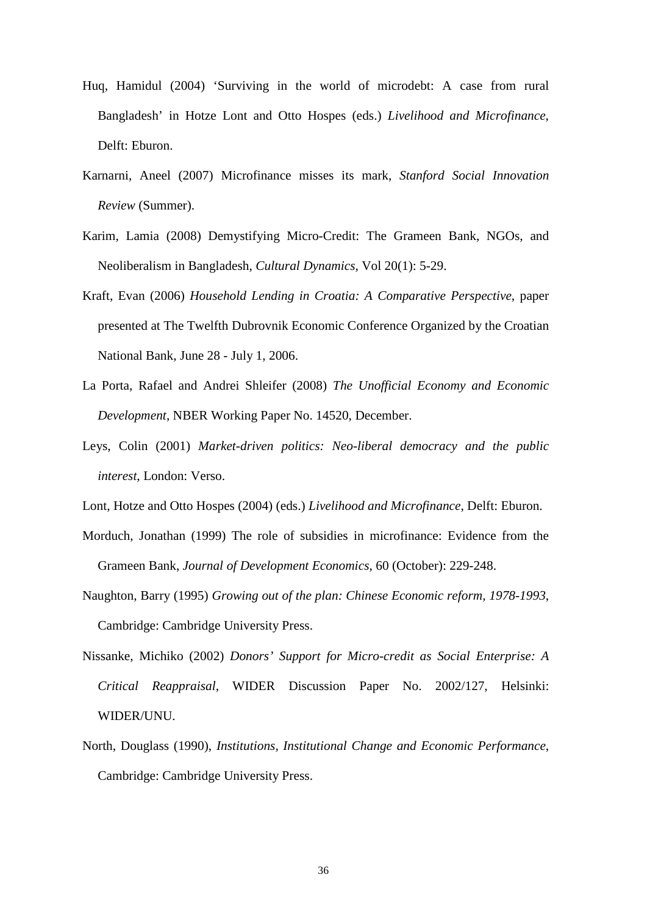Huq, Hamidul (2004) ‘Surviving in the world of microdebt: A case from rural Bangladesh’ in Hotze Lont and Otto Hospes (eds.) *Livelihood and Microfinance*, Delft: Eburon.

Karnarni, Aneel (2007) Microfinance misses its mark, *Stanford Social Innovation Review* (Summer).

Karim, Lamia (2008) Demystifying Micro-Credit: The Grameen Bank, NGOs, and Neoliberalism in Bangladesh, *Cultural Dynamics*, Vol 20(1): 5-29.

Kraft, Evan (2006) *Household Lending in Croatia: A Comparative Perspective*, paper presented at The Twelfth Dubrovnik Economic Conference Organized by the Croatian National Bank, June 28 - July 1, 2006.

La Porta, Rafael and Andrei Shleifer (2008) *The Unofficial Economy and Economic Development*, NBER Working Paper No. 14520, December.

Leys, Colin (2001) *Market-driven politics: Neo-liberal democracy and the public interest*, London: Verso.

Lont, Hotze and Otto Hospes (2004) (eds.) *Livelihood and Microfinance*, Delft: Eburon.

Morduch, Jonathan (1999) The role of subsidies in microfinance: Evidence from the Grameen Bank, *Journal of Development Economics*, 60 (October): 229-248.

Naughton, Barry (1995) *Growing out of the plan: Chinese Economic reform, 1978-1993*, Cambridge: Cambridge University Press.

Nissanke, Michiko (2002) *Donors’ Support for Micro-credit as Social Enterprise: A Critical Reappraisal*, WIDER Discussion Paper No. 2002/127, Helsinki: WIDER/UNU.

North, Douglass (1990), *Institutions, Institutional Change and Economic Performance*, Cambridge: Cambridge University Press.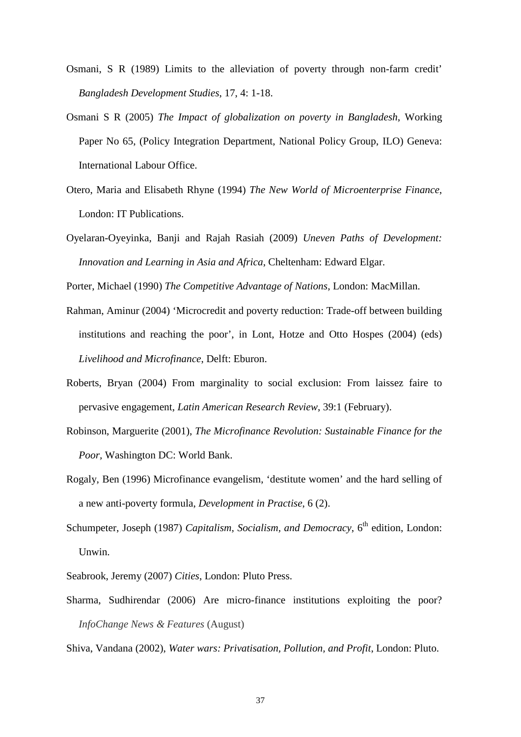Osmani, S R (1989) Limits to the alleviation of poverty through non-farm credit' *Bangladesh Development Studies*, 17, 4: 1-18.

Osmani S R (2005) *The Impact of globalization on poverty in Bangladesh*, Working Paper No 65, (Policy Integration Department, National Policy Group, ILO) Geneva: International Labour Office.

Otero, Maria and Elisabeth Rhyne (1994) *The New World of Microenterprise Finance*, London: IT Publications.

Oyelaran-Oyeyinka, Banji and Rajah Rasiah (2009) *Uneven Paths of Development: Innovation and Learning in Asia and Africa*, Cheltenham: Edward Elgar.

Porter, Michael (1990) *The Competitive Advantage of Nations*, London: MacMillan.

Rahman, Aminur (2004) 'Microcredit and poverty reduction: Trade-off between building institutions and reaching the poor', in Lont, Hotze and Otto Hospes (2004) (eds) *Livelihood and Microfinance*, Delft: Eburon.

Roberts, Bryan (2004) From marginality to social exclusion: From laissez faire to pervasive engagement, *Latin American Research Review*, 39:1 (February).

Robinson, Marguerite (2001), *The Microfinance Revolution: Sustainable Finance for the Poor*, Washington DC: World Bank.

Rogaly, Ben (1996) Microfinance evangelism, 'destitute women' and the hard selling of a new anti-poverty formula, *Development in Practise*, 6 (2).

Schumpeter, Joseph (1987) *Capitalism, Socialism, and Democracy*, 6th edition, London: Unwin.

Seabrook, Jeremy (2007) *Cities*, London: Pluto Press.

Sharma, Sudhirendar (2006) Are micro-finance institutions exploiting the poor? *InfoChange News & Features* (August)

Shiva, Vandana (2002), *Water wars: Privatisation, Pollution, and Profit*, London: Pluto.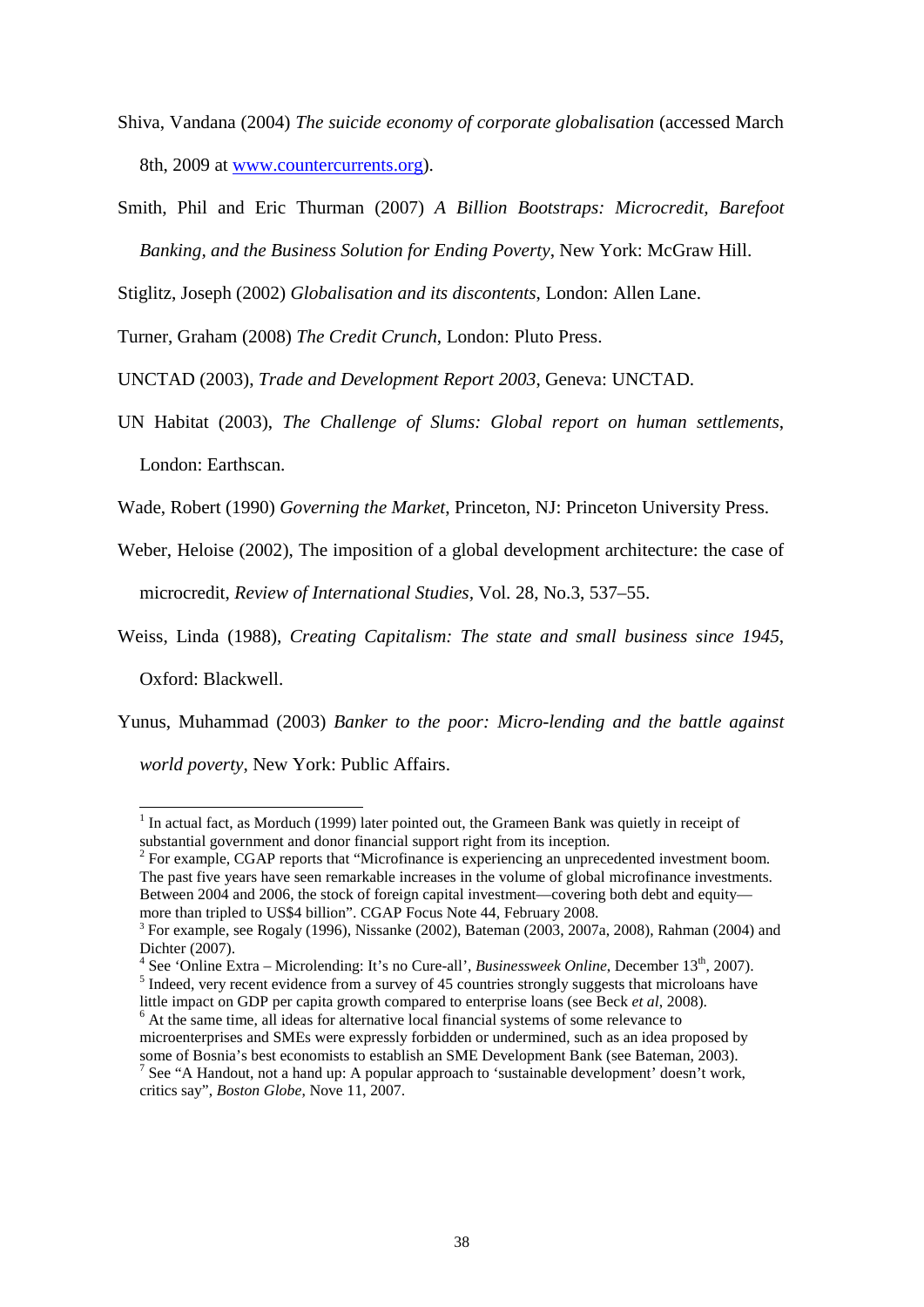Shiva, Vandana (2004) *The suicide economy of corporate globalisation* (accessed March 8th, 2009 at www.countercurrents.org).

Smith, Phil and Eric Thurman (2007) *A Billion Bootstraps: Microcredit, Barefoot Banking, and the Business Solution for Ending Poverty*, New York: McGraw Hill.

Stiglitz, Joseph (2002) *Globalisation and its discontents*, London: Allen Lane.

Turner, Graham (2008) *The Credit Crunch*, London: Pluto Press.

UNCTAD (2003), *Trade and Development Report 2003*, Geneva: UNCTAD.

UN Habitat (2003), *The Challenge of Slums: Global report on human settlements*, London: Earthscan.

Wade, Robert (1990) *Governing the Market*, Princeton, NJ: Princeton University Press.

Weber, Heloise (2002), The imposition of a global development architecture: the case of microcredit, *Review of International Studies*, Vol. 28, No.3, 537–55.

Weiss, Linda (1988), *Creating Capitalism: The state and small business since 1945*, Oxford: Blackwell.

Yunus, Muhammad (2003) *Banker to the poor: Micro-lending and the battle against world poverty*, New York: Public Affairs.

---

[1] In actual fact, as Morduch (1999) later pointed out, the Grameen Bank was quietly in receipt of substantial government and donor financial support right from its inception.

[2] For example, CGAP reports that "Microfinance is experiencing an unprecedented investment boom. The past five years have seen remarkable increases in the volume of global microfinance investments. Between 2004 and 2006, the stock of foreign capital investment—covering both debt and equity—more than tripled to US$4 billion". CGAP Focus Note 44, February 2008.

[3] For example, see Rogaly (1996), Nissanke (2002), Bateman (2003, 2007a, 2008), Rahman (2004) and Dichter (2007).

[4] See 'Online Extra – Microlending: It's no Cure-all', *Businessweek Online*, December 13th, 2007).

[5] Indeed, very recent evidence from a survey of 45 countries strongly suggests that microloans have little impact on GDP per capita growth compared to enterprise loans (see Beck *et al*, 2008).

[6] At the same time, all ideas for alternative local financial systems of some relevance to microenterprises and SMEs were expressly forbidden or undermined, such as an idea proposed by some of Bosnia's best economists to establish an SME Development Bank (see Bateman, 2003).

[7] See "A Handout, not a hand up: A popular approach to 'sustainable development' doesn't work, critics say", *Boston Globe*, Nove 11, 2007.